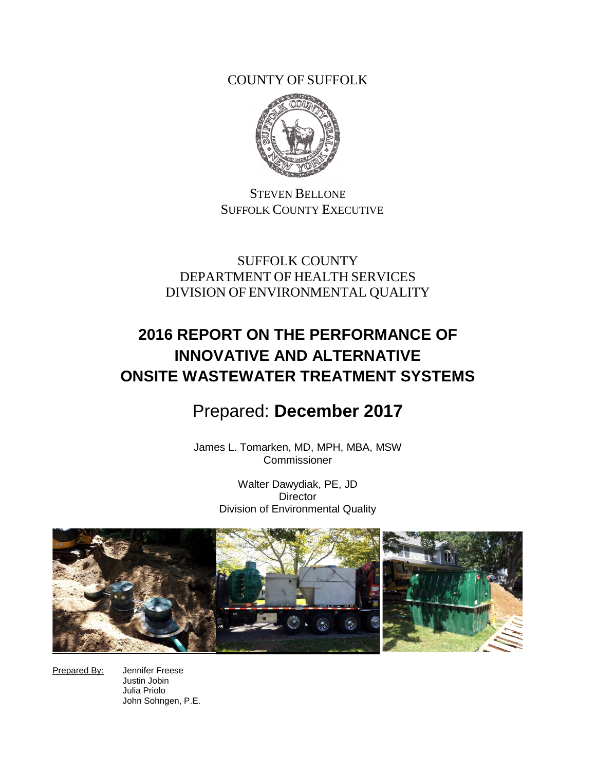COUNTY OF SUFFOLK

STEVEN BELLONE
SUFFOLK COUNTY EXECUTIVE

SUFFOLK COUNTY
DEPARTMENT OF HEALTH SERVICES
DIVISION OF ENVIRONMENTAL QUALITY

# 2016 REPORT ON THE PERFORMANCE OF INNOVATIVE AND ALTERNATIVE ONSITE WASTEWATER TREATMENT SYSTEMS

## Prepared: **December 2017**

James L. Tomarken, MD, MPH, MBA, MSW
Commissioner

Walter Dawydiak, PE, JD
Director
Division of Environmental Quality

Prepared By:
Jennifer Freese
Justin Jobin
Julia Priolo
John Sohngen, P.E.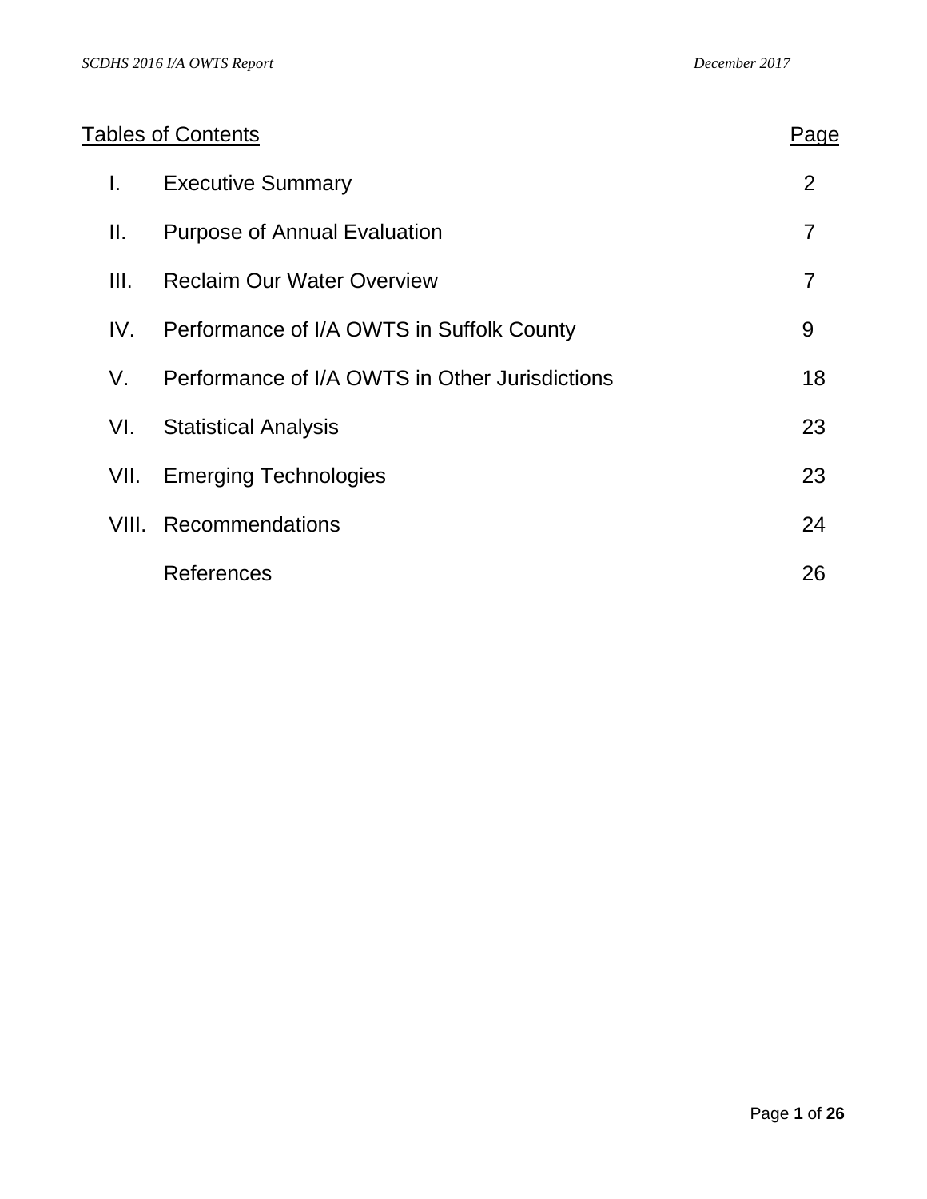## Tables of Contents

| | | Page |
|---|---|---|
| I. | Executive Summary | 2 |
| II. | Purpose of Annual Evaluation | 7 |
| III. | Reclaim Our Water Overview | 7 |
| IV. | Performance of I/A OWTS in Suffolk County | 9 |
| V. | Performance of I/A OWTS in Other Jurisdictions | 18 |
| VI. | Statistical Analysis | 23 |
| VII. | Emerging Technologies | 23 |
| VIII. | Recommendations | 24 |
| | References | 26 |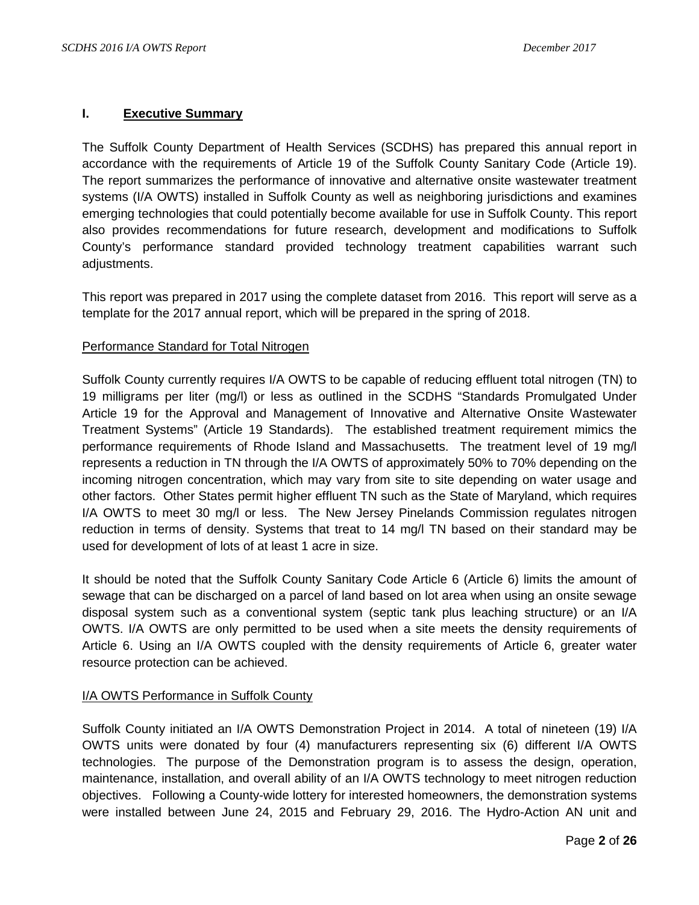# I. Executive Summary

The Suffolk County Department of Health Services (SCDHS) has prepared this annual report in accordance with the requirements of Article 19 of the Suffolk County Sanitary Code (Article 19). The report summarizes the performance of innovative and alternative onsite wastewater treatment systems (I/A OWTS) installed in Suffolk County as well as neighboring jurisdictions and examines emerging technologies that could potentially become available for use in Suffolk County. This report also provides recommendations for future research, development and modifications to Suffolk County's performance standard provided technology treatment capabilities warrant such adjustments.

This report was prepared in 2017 using the complete dataset from 2016. This report will serve as a template for the 2017 annual report, which will be prepared in the spring of 2018.

## Performance Standard for Total Nitrogen

Suffolk County currently requires I/A OWTS to be capable of reducing effluent total nitrogen (TN) to 19 milligrams per liter (mg/l) or less as outlined in the SCDHS "Standards Promulgated Under Article 19 for the Approval and Management of Innovative and Alternative Onsite Wastewater Treatment Systems" (Article 19 Standards). The established treatment requirement mimics the performance requirements of Rhode Island and Massachusetts. The treatment level of 19 mg/l represents a reduction in TN through the I/A OWTS of approximately 50% to 70% depending on the incoming nitrogen concentration, which may vary from site to site depending on water usage and other factors. Other States permit higher effluent TN such as the State of Maryland, which requires I/A OWTS to meet 30 mg/l or less. The New Jersey Pinelands Commission regulates nitrogen reduction in terms of density. Systems that treat to 14 mg/l TN based on their standard may be used for development of lots of at least 1 acre in size.

It should be noted that the Suffolk County Sanitary Code Article 6 (Article 6) limits the amount of sewage that can be discharged on a parcel of land based on lot area when using an onsite sewage disposal system such as a conventional system (septic tank plus leaching structure) or an I/A OWTS. I/A OWTS are only permitted to be used when a site meets the density requirements of Article 6. Using an I/A OWTS coupled with the density requirements of Article 6, greater water resource protection can be achieved.

## I/A OWTS Performance in Suffolk County

Suffolk County initiated an I/A OWTS Demonstration Project in 2014. A total of nineteen (19) I/A OWTS units were donated by four (4) manufacturers representing six (6) different I/A OWTS technologies. The purpose of the Demonstration program is to assess the design, operation, maintenance, installation, and overall ability of an I/A OWTS technology to meet nitrogen reduction objectives. Following a County-wide lottery for interested homeowners, the demonstration systems were installed between June 24, 2015 and February 29, 2016. The Hydro-Action AN unit and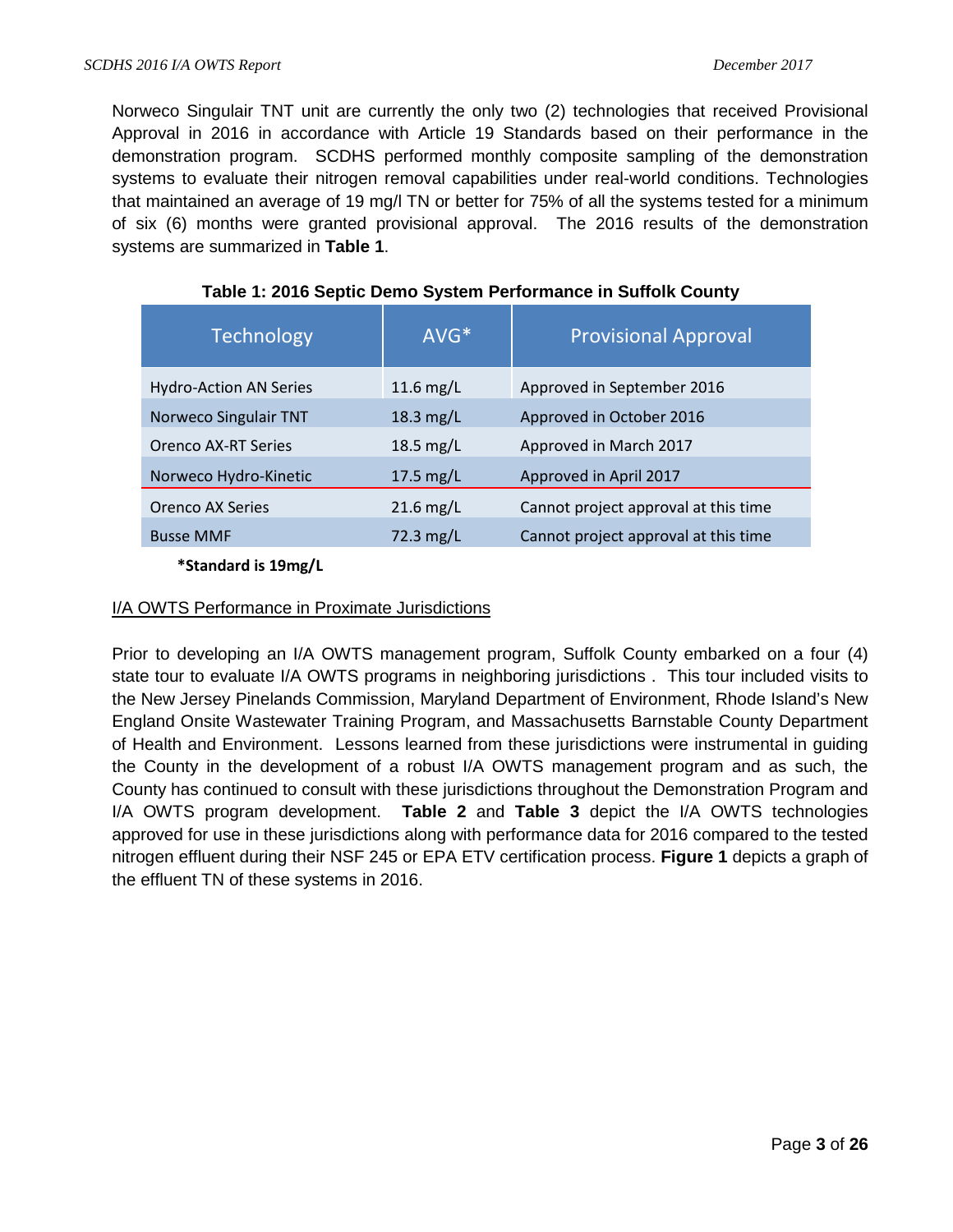Norweco Singulair TNT unit are currently the only two (2) technologies that received Provisional Approval in 2016 in accordance with Article 19 Standards based on their performance in the demonstration program. SCDHS performed monthly composite sampling of the demonstration systems to evaluate their nitrogen removal capabilities under real-world conditions. Technologies that maintained an average of 19 mg/l TN or better for 75% of all the systems tested for a minimum of six (6) months were granted provisional approval. The 2016 results of the demonstration systems are summarized in **Table 1**.

**Table 1: 2016 Septic Demo System Performance in Suffolk County**

| Technology | AVG* | Provisional Approval |
|---|---|---|
| Hydro-Action AN Series | 11.6 mg/L | Approved in September 2016 |
| Norweco Singulair TNT | 18.3 mg/L | Approved in October 2016 |
| Orenco AX-RT Series | 18.5 mg/L | Approved in March 2017 |
| Norweco Hydro-Kinetic | 17.5 mg/L | Approved in April 2017 |
| Orenco AX Series | 21.6 mg/L | Cannot project approval at this time |
| Busse MMF | 72.3 mg/L | Cannot project approval at this time |

**\*Standard is 19mg/L**

I/A OWTS Performance in Proximate Jurisdictions

Prior to developing an I/A OWTS management program, Suffolk County embarked on a four (4) state tour to evaluate I/A OWTS programs in neighboring jurisdictions . This tour included visits to the New Jersey Pinelands Commission, Maryland Department of Environment, Rhode Island's New England Onsite Wastewater Training Program, and Massachusetts Barnstable County Department of Health and Environment. Lessons learned from these jurisdictions were instrumental in guiding the County in the development of a robust I/A OWTS management program and as such, the County has continued to consult with these jurisdictions throughout the Demonstration Program and I/A OWTS program development. **Table 2** and **Table 3** depict the I/A OWTS technologies approved for use in these jurisdictions along with performance data for 2016 compared to the tested nitrogen effluent during their NSF 245 or EPA ETV certification process. **Figure 1** depicts a graph of the effluent TN of these systems in 2016.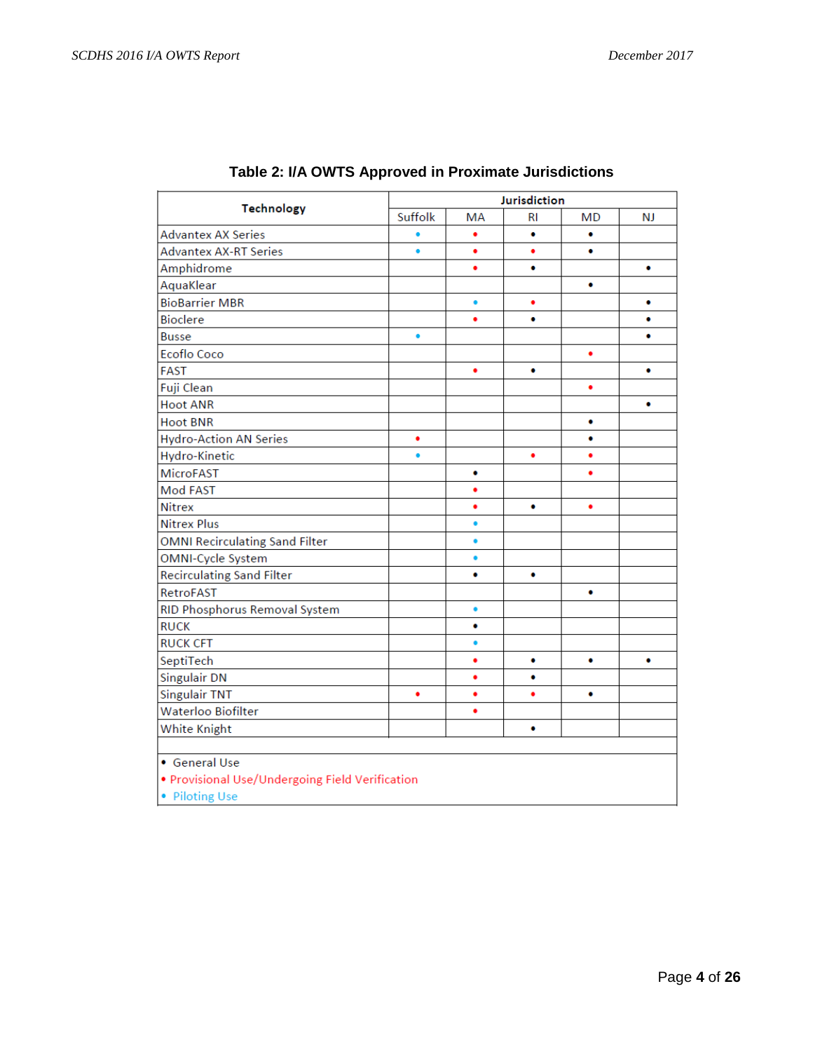## Table 2: I/A OWTS Approved in Proximate Jurisdictions

| Technology | Jurisdiction | | | | |
|---|---|---|---|---|---|
| | Suffolk | MA | RI | MD | NJ |
| Advantex AX Series | • (Piloting) | • (Provisional) | • | • | |
| Advantex AX-RT Series | • (Piloting) | • (Provisional) | • (Provisional) | • | |
| Amphidrome | | • (Provisional) | • | | • |
| AquaKlear | | | | • | |
| BioBarrier MBR | | • (Piloting) | • (Provisional) | | • |
| Bioclere | | • (Provisional) | • | | • |
| Busse | • (Piloting) | | | | • |
| Ecoflo Coco | | | | • (Provisional) | |
| FAST | | • (Provisional) | • | | • |
| Fuji Clean | | | | • (Provisional) | |
| Hoot ANR | | | | | • |
| Hoot BNR | | | | • | |
| Hydro-Action AN Series | • (Provisional) | | | • | |
| Hydro-Kinetic | • (Piloting) | | • (Provisional) | • (Provisional) | |
| MicroFAST | | • | | • (Provisional) | |
| Mod FAST | | • (Provisional) | | | |
| Nitrex | | • (Provisional) | • | • (Provisional) | |
| Nitrex Plus | | • (Piloting) | | | |
| OMNI Recirculating Sand Filter | | • (Piloting) | | | |
| OMNI-Cycle System | | • (Piloting) | | | |
| Recirculating Sand Filter | | • | • | | |
| RetroFAST | | | | • | |
| RID Phosphorus Removal System | | • (Piloting) | | | |
| RUCK | | • | | | |
| RUCK CFT | | • (Piloting) | | | |
| SeptiTech | | • (Provisional) | • | • | • |
| Singulair DN | | • (Provisional) | • | | |
| Singulair TNT | • (Provisional) | • (Provisional) | • (Provisional) | • | |
| Waterloo Biofilter | | • (Provisional) | | | |
| White Knight | | | • | | |

- • General Use
- • (Provisional) Provisional Use/Undergoing Field Verification
- • (Piloting) Piloting Use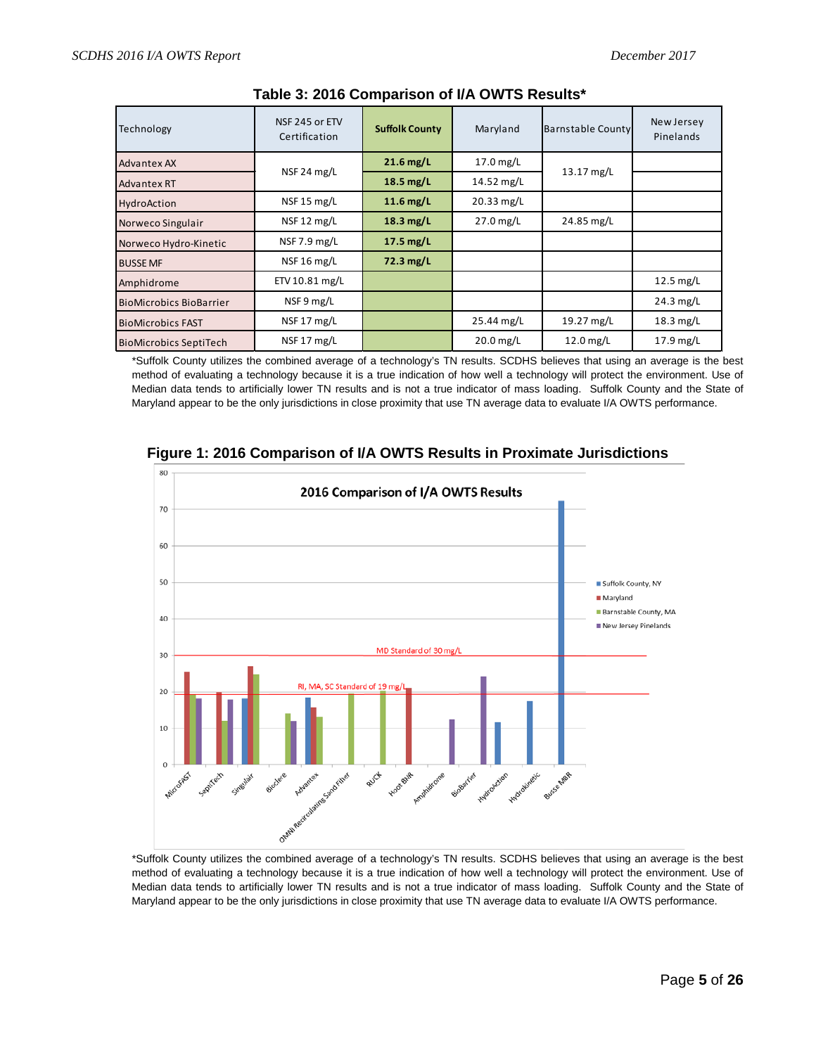## Table 3: 2016 Comparison of I/A OWTS Results*

| Technology | NSF 245 or ETV Certification | Suffolk County | Maryland | Barnstable County | New Jersey Pinelands |
|---|---|---|---|---|---|
| Advantex AX | NSF 24 mg/L | **21.6 mg/L** | 17.0 mg/L | 13.17 mg/L | |
| Advantex RT | | **18.5 mg/L** | 14.52 mg/L | | |
| HydroAction | NSF 15 mg/L | **11.6 mg/L** | 20.33 mg/L | | |
| Norweco Singulair | NSF 12 mg/L | **18.3 mg/L** | 27.0 mg/L | 24.85 mg/L | |
| Norweco Hydro-Kinetic | NSF 7.9 mg/L | **17.5 mg/L** | | | |
| BUSSE MF | NSF 16 mg/L | **72.3 mg/L** | | | |
| Amphidrome | ETV 10.81 mg/L | | | | 12.5 mg/L |
| BioMicrobics BioBarrier | NSF 9 mg/L | | | | 24.3 mg/L |
| BioMicrobics FAST | NSF 17 mg/L | | 25.44 mg/L | 19.27 mg/L | 18.3 mg/L |
| BioMicrobics SeptiTech | NSF 17 mg/L | | 20.0 mg/L | 12.0 mg/L | 17.9 mg/L |

*Suffolk County utilizes the combined average of a technology's TN results. SCDHS believes that using an average is the best method of evaluating a technology because it is a true indication of how well a technology will protect the environment. Use of Median data tends to artificially lower TN results and is not a true indicator of mass loading. Suffolk County and the State of Maryland appear to be the only jurisdictions in close proximity that use TN average data to evaluate I/A OWTS performance.

## Figure 1: 2016 Comparison of I/A OWTS Results in Proximate Jurisdictions

*Suffolk County utilizes the combined average of a technology's TN results. SCDHS believes that using an average is the best method of evaluating a technology because it is a true indication of how well a technology will protect the environment. Use of Median data tends to artificially lower TN results and is not a true indicator of mass loading. Suffolk County and the State of Maryland appear to be the only jurisdictions in close proximity that use TN average data to evaluate I/A OWTS performance.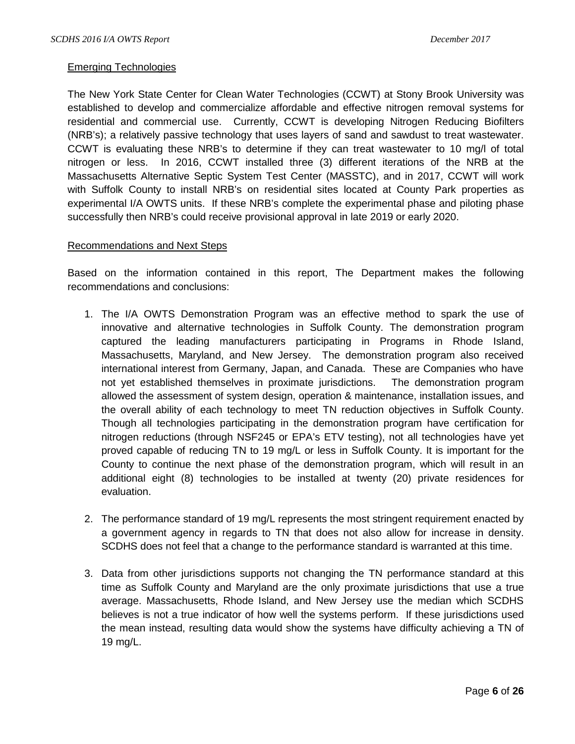## Emerging Technologies

The New York State Center for Clean Water Technologies (CCWT) at Stony Brook University was established to develop and commercialize affordable and effective nitrogen removal systems for residential and commercial use. Currently, CCWT is developing Nitrogen Reducing Biofilters (NRB's); a relatively passive technology that uses layers of sand and sawdust to treat wastewater. CCWT is evaluating these NRB's to determine if they can treat wastewater to 10 mg/l of total nitrogen or less. In 2016, CCWT installed three (3) different iterations of the NRB at the Massachusetts Alternative Septic System Test Center (MASSTC), and in 2017, CCWT will work with Suffolk County to install NRB's on residential sites located at County Park properties as experimental I/A OWTS units. If these NRB's complete the experimental phase and piloting phase successfully then NRB's could receive provisional approval in late 2019 or early 2020.

## Recommendations and Next Steps

Based on the information contained in this report, The Department makes the following recommendations and conclusions:

1. The I/A OWTS Demonstration Program was an effective method to spark the use of innovative and alternative technologies in Suffolk County. The demonstration program captured the leading manufacturers participating in Programs in Rhode Island, Massachusetts, Maryland, and New Jersey. The demonstration program also received international interest from Germany, Japan, and Canada. These are Companies who have not yet established themselves in proximate jurisdictions. The demonstration program allowed the assessment of system design, operation & maintenance, installation issues, and the overall ability of each technology to meet TN reduction objectives in Suffolk County. Though all technologies participating in the demonstration program have certification for nitrogen reductions (through NSF245 or EPA's ETV testing), not all technologies have yet proved capable of reducing TN to 19 mg/L or less in Suffolk County. It is important for the County to continue the next phase of the demonstration program, which will result in an additional eight (8) technologies to be installed at twenty (20) private residences for evaluation.

2. The performance standard of 19 mg/L represents the most stringent requirement enacted by a government agency in regards to TN that does not also allow for increase in density. SCDHS does not feel that a change to the performance standard is warranted at this time.

3. Data from other jurisdictions supports not changing the TN performance standard at this time as Suffolk County and Maryland are the only proximate jurisdictions that use a true average. Massachusetts, Rhode Island, and New Jersey use the median which SCDHS believes is not a true indicator of how well the systems perform. If these jurisdictions used the mean instead, resulting data would show the systems have difficulty achieving a TN of 19 mg/L.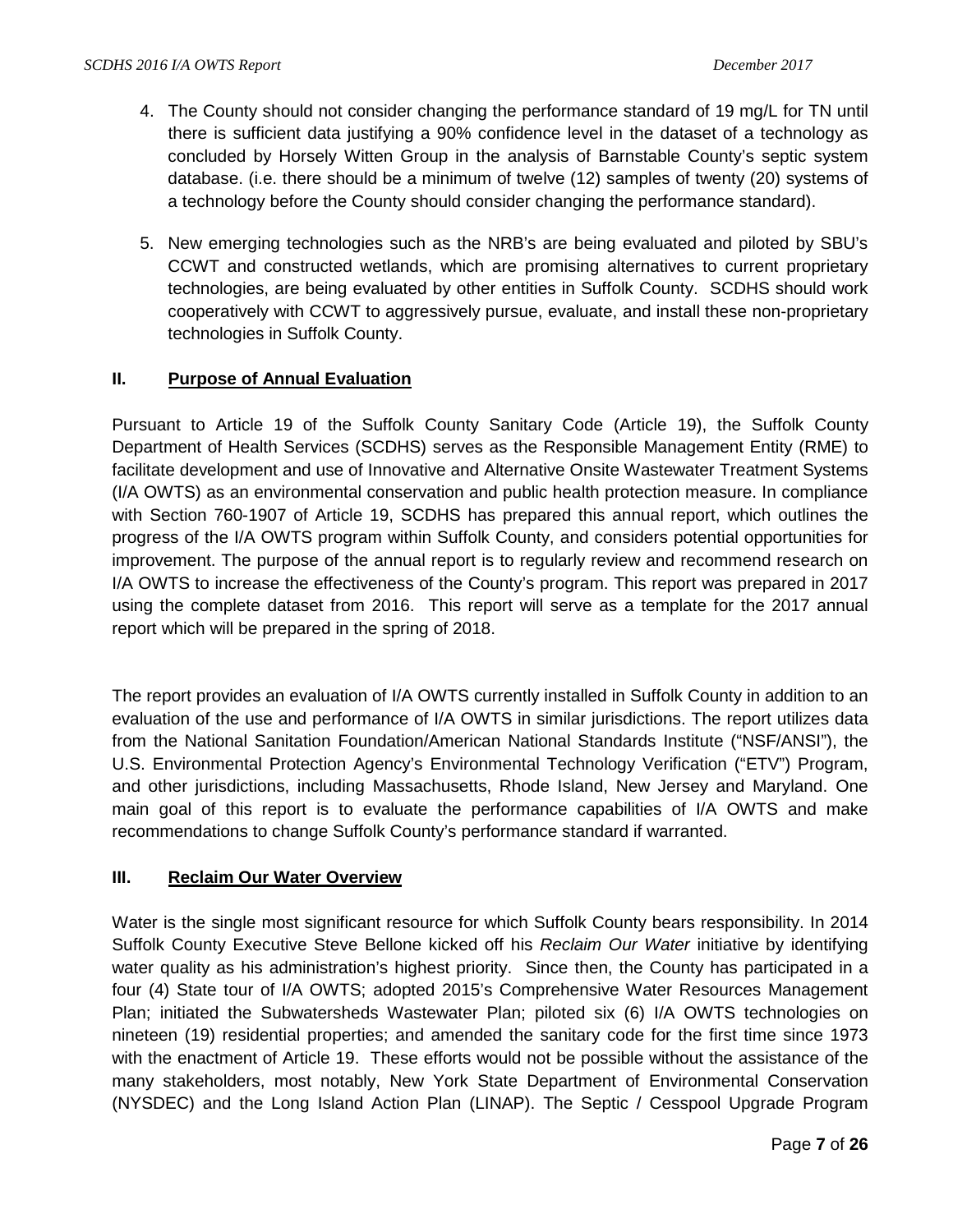4. The County should not consider changing the performance standard of 19 mg/L for TN until there is sufficient data justifying a 90% confidence level in the dataset of a technology as concluded by Horsely Witten Group in the analysis of Barnstable County's septic system database. (i.e. there should be a minimum of twelve (12) samples of twenty (20) systems of a technology before the County should consider changing the performance standard).

5. New emerging technologies such as the NRB's are being evaluated and piloted by SBU's CCWT and constructed wetlands, which are promising alternatives to current proprietary technologies, are being evaluated by other entities in Suffolk County. SCDHS should work cooperatively with CCWT to aggressively pursue, evaluate, and install these non-proprietary technologies in Suffolk County.

## II. Purpose of Annual Evaluation

Pursuant to Article 19 of the Suffolk County Sanitary Code (Article 19), the Suffolk County Department of Health Services (SCDHS) serves as the Responsible Management Entity (RME) to facilitate development and use of Innovative and Alternative Onsite Wastewater Treatment Systems (I/A OWTS) as an environmental conservation and public health protection measure. In compliance with Section 760-1907 of Article 19, SCDHS has prepared this annual report, which outlines the progress of the I/A OWTS program within Suffolk County, and considers potential opportunities for improvement. The purpose of the annual report is to regularly review and recommend research on I/A OWTS to increase the effectiveness of the County's program. This report was prepared in 2017 using the complete dataset from 2016. This report will serve as a template for the 2017 annual report which will be prepared in the spring of 2018.

The report provides an evaluation of I/A OWTS currently installed in Suffolk County in addition to an evaluation of the use and performance of I/A OWTS in similar jurisdictions. The report utilizes data from the National Sanitation Foundation/American National Standards Institute ("NSF/ANSI"), the U.S. Environmental Protection Agency's Environmental Technology Verification ("ETV") Program, and other jurisdictions, including Massachusetts, Rhode Island, New Jersey and Maryland. One main goal of this report is to evaluate the performance capabilities of I/A OWTS and make recommendations to change Suffolk County's performance standard if warranted.

## III. Reclaim Our Water Overview

Water is the single most significant resource for which Suffolk County bears responsibility. In 2014 Suffolk County Executive Steve Bellone kicked off his *Reclaim Our Water* initiative by identifying water quality as his administration's highest priority. Since then, the County has participated in a four (4) State tour of I/A OWTS; adopted 2015's Comprehensive Water Resources Management Plan; initiated the Subwatersheds Wastewater Plan; piloted six (6) I/A OWTS technologies on nineteen (19) residential properties; and amended the sanitary code for the first time since 1973 with the enactment of Article 19. These efforts would not be possible without the assistance of the many stakeholders, most notably, New York State Department of Environmental Conservation (NYSDEC) and the Long Island Action Plan (LINAP). The Septic / Cesspool Upgrade Program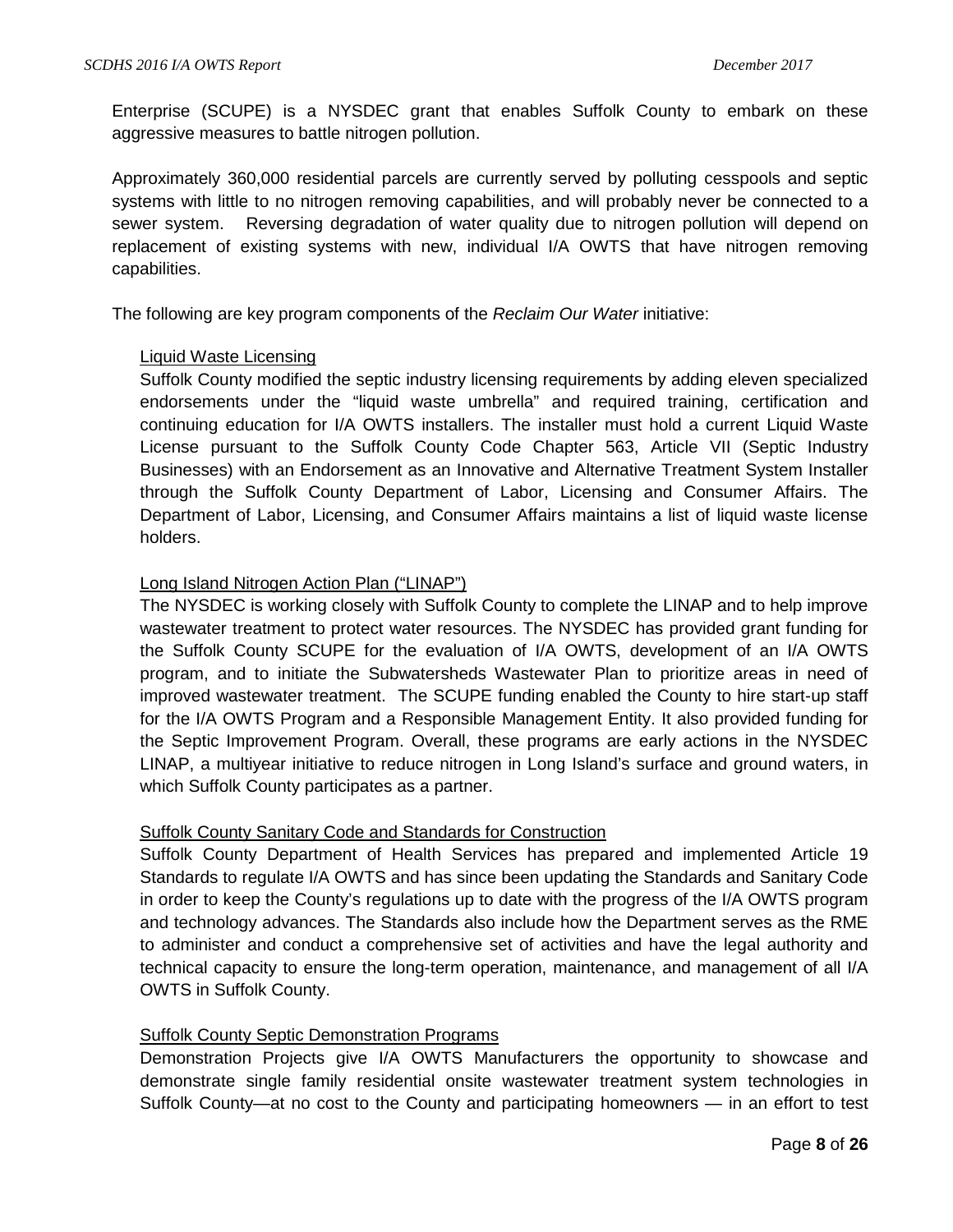Enterprise (SCUPE) is a NYSDEC grant that enables Suffolk County to embark on these aggressive measures to battle nitrogen pollution.

Approximately 360,000 residential parcels are currently served by polluting cesspools and septic systems with little to no nitrogen removing capabilities, and will probably never be connected to a sewer system. Reversing degradation of water quality due to nitrogen pollution will depend on replacement of existing systems with new, individual I/A OWTS that have nitrogen removing capabilities.

The following are key program components of the *Reclaim Our Water* initiative:

Liquid Waste Licensing

Suffolk County modified the septic industry licensing requirements by adding eleven specialized endorsements under the "liquid waste umbrella" and required training, certification and continuing education for I/A OWTS installers. The installer must hold a current Liquid Waste License pursuant to the Suffolk County Code Chapter 563, Article VII (Septic Industry Businesses) with an Endorsement as an Innovative and Alternative Treatment System Installer through the Suffolk County Department of Labor, Licensing and Consumer Affairs. The Department of Labor, Licensing, and Consumer Affairs maintains a list of liquid waste license holders.

Long Island Nitrogen Action Plan ("LINAP")

The NYSDEC is working closely with Suffolk County to complete the LINAP and to help improve wastewater treatment to protect water resources. The NYSDEC has provided grant funding for the Suffolk County SCUPE for the evaluation of I/A OWTS, development of an I/A OWTS program, and to initiate the Subwatersheds Wastewater Plan to prioritize areas in need of improved wastewater treatment. The SCUPE funding enabled the County to hire start-up staff for the I/A OWTS Program and a Responsible Management Entity. It also provided funding for the Septic Improvement Program. Overall, these programs are early actions in the NYSDEC LINAP, a multiyear initiative to reduce nitrogen in Long Island's surface and ground waters, in which Suffolk County participates as a partner.

Suffolk County Sanitary Code and Standards for Construction

Suffolk County Department of Health Services has prepared and implemented Article 19 Standards to regulate I/A OWTS and has since been updating the Standards and Sanitary Code in order to keep the County's regulations up to date with the progress of the I/A OWTS program and technology advances. The Standards also include how the Department serves as the RME to administer and conduct a comprehensive set of activities and have the legal authority and technical capacity to ensure the long-term operation, maintenance, and management of all I/A OWTS in Suffolk County.

Suffolk County Septic Demonstration Programs

Demonstration Projects give I/A OWTS Manufacturers the opportunity to showcase and demonstrate single family residential onsite wastewater treatment system technologies in Suffolk County—at no cost to the County and participating homeowners — in an effort to test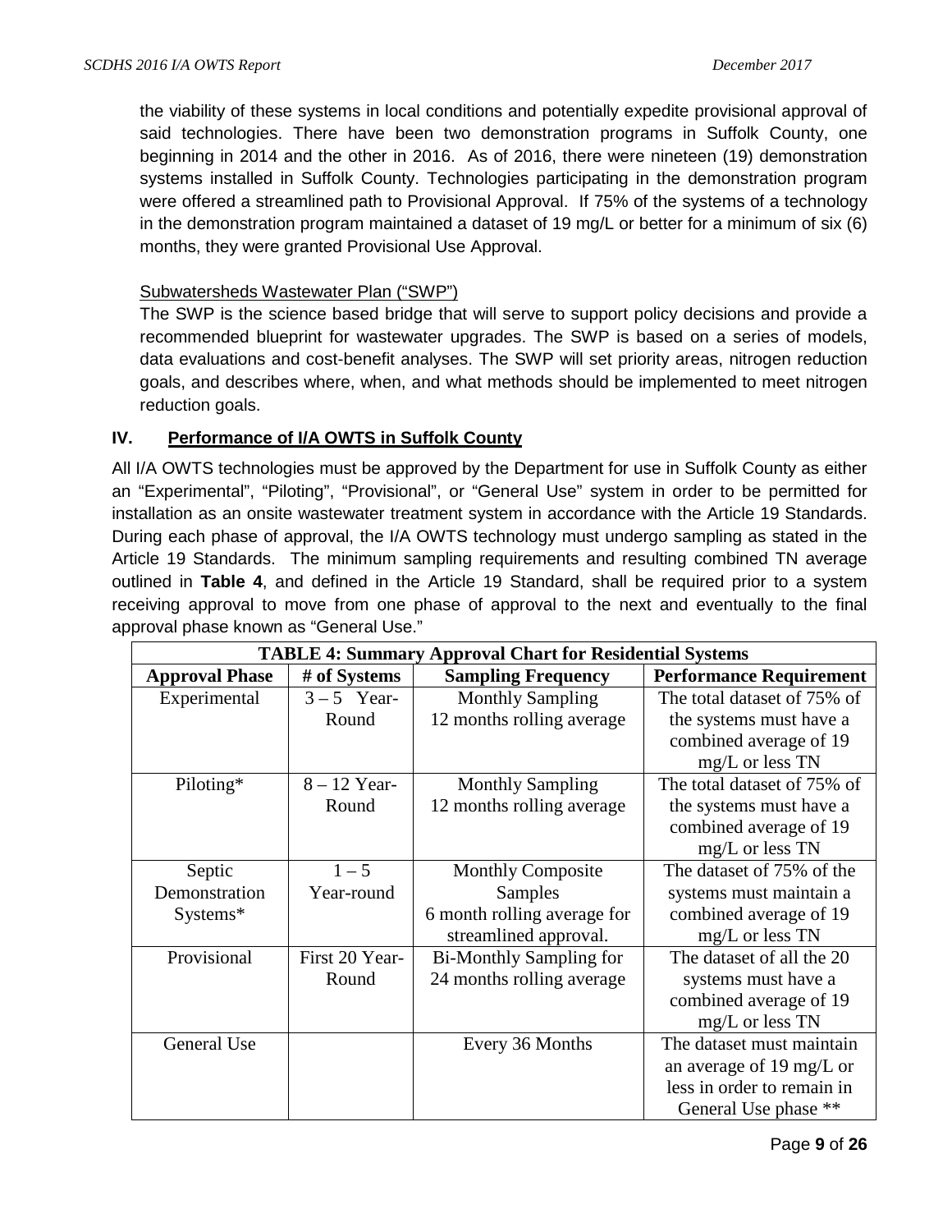the viability of these systems in local conditions and potentially expedite provisional approval of said technologies. There have been two demonstration programs in Suffolk County, one beginning in 2014 and the other in 2016. As of 2016, there were nineteen (19) demonstration systems installed in Suffolk County. Technologies participating in the demonstration program were offered a streamlined path to Provisional Approval. If 75% of the systems of a technology in the demonstration program maintained a dataset of 19 mg/L or better for a minimum of six (6) months, they were granted Provisional Use Approval.

Subwatersheds Wastewater Plan ("SWP")

The SWP is the science based bridge that will serve to support policy decisions and provide a recommended blueprint for wastewater upgrades. The SWP is based on a series of models, data evaluations and cost-benefit analyses. The SWP will set priority areas, nitrogen reduction goals, and describes where, when, and what methods should be implemented to meet nitrogen reduction goals.

## IV. Performance of I/A OWTS in Suffolk County

All I/A OWTS technologies must be approved by the Department for use in Suffolk County as either an "Experimental", "Piloting", "Provisional", or "General Use" system in order to be permitted for installation as an onsite wastewater treatment system in accordance with the Article 19 Standards. During each phase of approval, the I/A OWTS technology must undergo sampling as stated in the Article 19 Standards. The minimum sampling requirements and resulting combined TN average outlined in **Table 4**, and defined in the Article 19 Standard, shall be required prior to a system receiving approval to move from one phase of approval to the next and eventually to the final approval phase known as "General Use."

| TABLE 4: Summary Approval Chart for Residential Systems | | | |
|---|---|---|---|
| **Approval Phase** | **# of Systems** | **Sampling Frequency** | **Performance Requirement** |
| Experimental | 3 – 5 Year-Round | Monthly Sampling 12 months rolling average | The total dataset of 75% of the systems must have a combined average of 19 mg/L or less TN |
| Piloting* | 8 – 12 Year-Round | Monthly Sampling 12 months rolling average | The total dataset of 75% of the systems must have a combined average of 19 mg/L or less TN |
| Septic Demonstration Systems* | 1 – 5 Year-round | Monthly Composite Samples 6 month rolling average for streamlined approval. | The dataset of 75% of the systems must maintain a combined average of 19 mg/L or less TN |
| Provisional | First 20 Year-Round | Bi-Monthly Sampling for 24 months rolling average | The dataset of all the 20 systems must have a combined average of 19 mg/L or less TN |
| General Use | | Every 36 Months | The dataset must maintain an average of 19 mg/L or less in order to remain in General Use phase ** |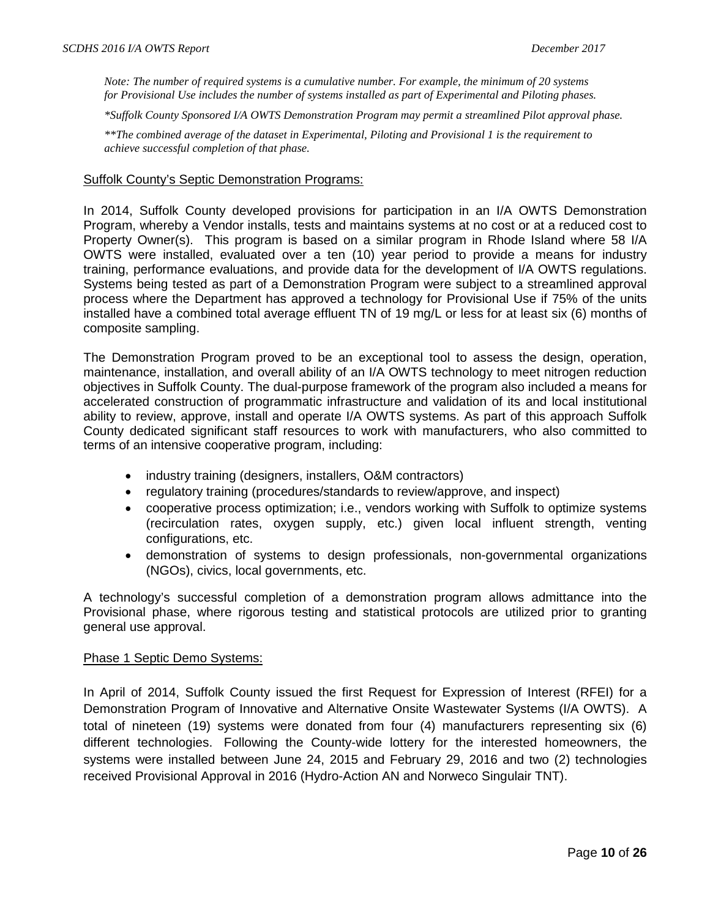*Note: The number of required systems is a cumulative number. For example, the minimum of 20 systems for Provisional Use includes the number of systems installed as part of Experimental and Piloting phases.*

*\*Suffolk County Sponsored I/A OWTS Demonstration Program may permit a streamlined Pilot approval phase.*

*\*\*The combined average of the dataset in Experimental, Piloting and Provisional 1 is the requirement to achieve successful completion of that phase.*

<u>Suffolk County's Septic Demonstration Programs:</u>

In 2014, Suffolk County developed provisions for participation in an I/A OWTS Demonstration Program, whereby a Vendor installs, tests and maintains systems at no cost or at a reduced cost to Property Owner(s). This program is based on a similar program in Rhode Island where 58 I/A OWTS were installed, evaluated over a ten (10) year period to provide a means for industry training, performance evaluations, and provide data for the development of I/A OWTS regulations. Systems being tested as part of a Demonstration Program were subject to a streamlined approval process where the Department has approved a technology for Provisional Use if 75% of the units installed have a combined total average effluent TN of 19 mg/L or less for at least six (6) months of composite sampling.

The Demonstration Program proved to be an exceptional tool to assess the design, operation, maintenance, installation, and overall ability of an I/A OWTS technology to meet nitrogen reduction objectives in Suffolk County. The dual-purpose framework of the program also included a means for accelerated construction of programmatic infrastructure and validation of its and local institutional ability to review, approve, install and operate I/A OWTS systems. As part of this approach Suffolk County dedicated significant staff resources to work with manufacturers, who also committed to terms of an intensive cooperative program, including:

- industry training (designers, installers, O&M contractors)
- regulatory training (procedures/standards to review/approve, and inspect)
- cooperative process optimization; i.e., vendors working with Suffolk to optimize systems (recirculation rates, oxygen supply, etc.) given local influent strength, venting configurations, etc.
- demonstration of systems to design professionals, non-governmental organizations (NGOs), civics, local governments, etc.

A technology's successful completion of a demonstration program allows admittance into the Provisional phase, where rigorous testing and statistical protocols are utilized prior to granting general use approval.

<u>Phase 1 Septic Demo Systems:</u>

In April of 2014, Suffolk County issued the first Request for Expression of Interest (RFEI) for a Demonstration Program of Innovative and Alternative Onsite Wastewater Systems (I/A OWTS). A total of nineteen (19) systems were donated from four (4) manufacturers representing six (6) different technologies. Following the County-wide lottery for the interested homeowners, the systems were installed between June 24, 2015 and February 29, 2016 and two (2) technologies received Provisional Approval in 2016 (Hydro-Action AN and Norweco Singulair TNT).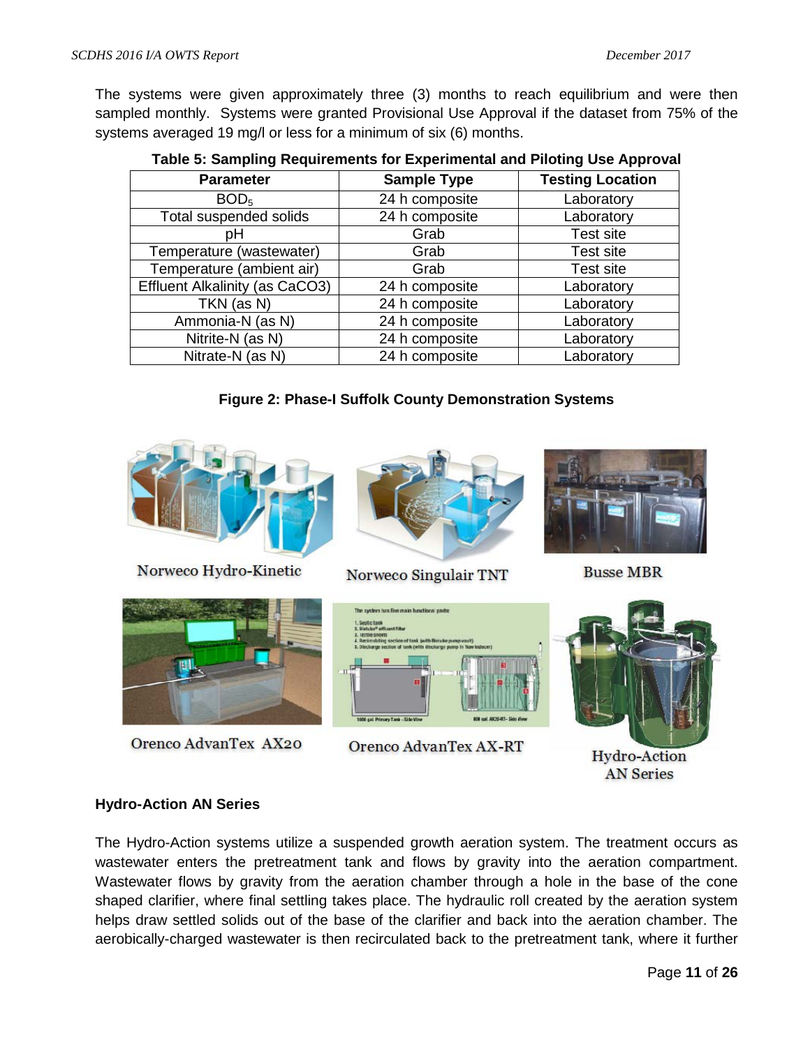The systems were given approximately three (3) months to reach equilibrium and were then sampled monthly. Systems were granted Provisional Use Approval if the dataset from 75% of the systems averaged 19 mg/l or less for a minimum of six (6) months.

**Table 5: Sampling Requirements for Experimental and Piloting Use Approval**

| Parameter | Sample Type | Testing Location |
| --- | --- | --- |
| $BOD_5$ | 24 h composite | Laboratory |
| Total suspended solids | 24 h composite | Laboratory |
| pH | Grab | Test site |
| Temperature (wastewater) | Grab | Test site |
| Temperature (ambient air) | Grab | Test site |
| Effluent Alkalinity (as $CaCO_3$) | 24 h composite | Laboratory |
| TKN (as N) | 24 h composite | Laboratory |
| Ammonia-N (as N) | 24 h composite | Laboratory |
| Nitrite-N (as N) | 24 h composite | Laboratory |
| Nitrate-N (as N) | 24 h composite | Laboratory |

**Figure 2: Phase-I Suffolk County Demonstration Systems**

Norweco Hydro-Kinetic

Norweco Singulair TNT

Busse MBR

Orenco AdvanTex AX20

Orenco AdvanTex AX-RT

Hydro-Action AN Series

### Hydro-Action AN Series

The Hydro-Action systems utilize a suspended growth aeration system. The treatment occurs as wastewater enters the pretreatment tank and flows by gravity into the aeration compartment. Wastewater flows by gravity from the aeration chamber through a hole in the base of the cone shaped clarifier, where final settling takes place. The hydraulic roll created by the aeration system helps draw settled solids out of the base of the clarifier and back into the aeration chamber. The aerobically-charged wastewater is then recirculated back to the pretreatment tank, where it further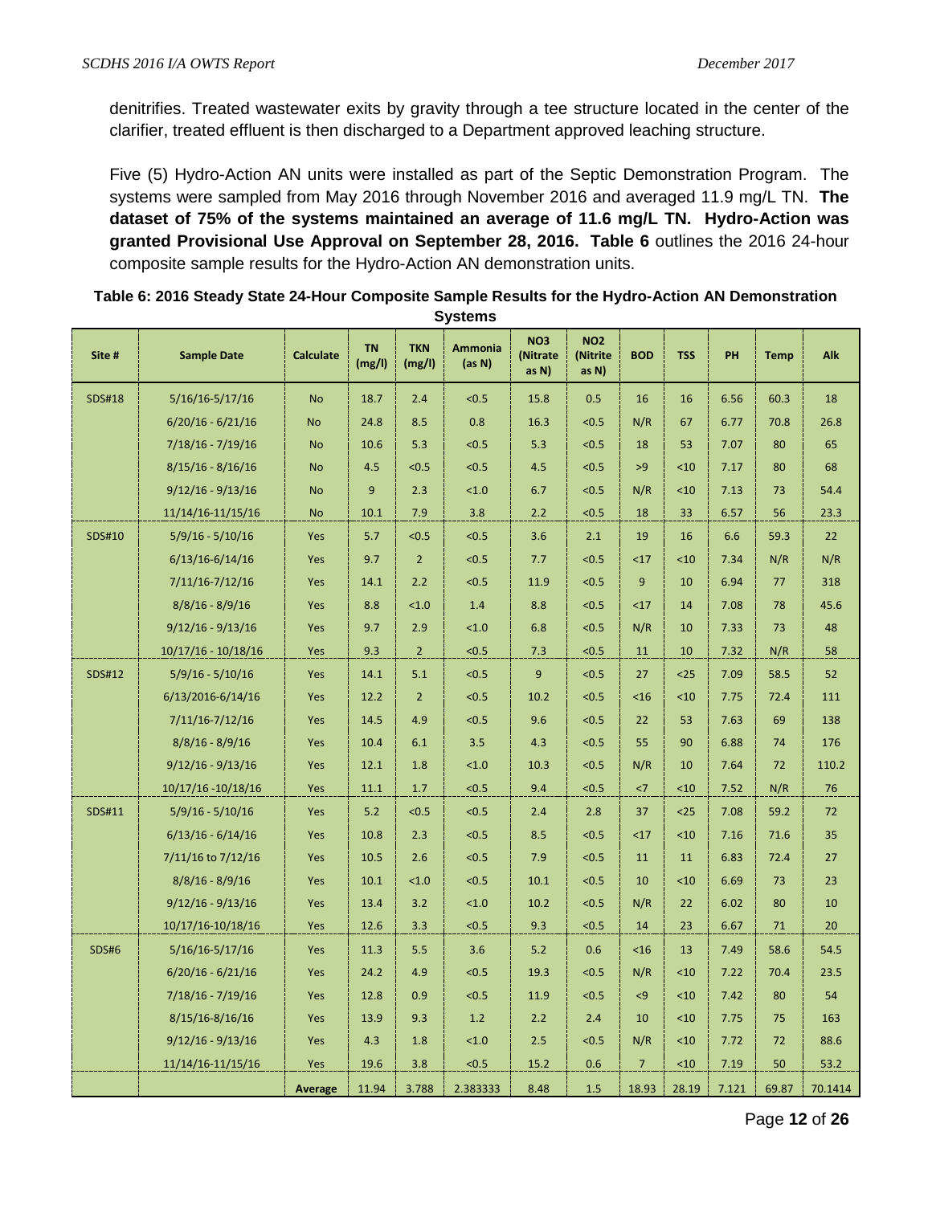denitrifies. Treated wastewater exits by gravity through a tee structure located in the center of the clarifier, treated effluent is then discharged to a Department approved leaching structure.

Five (5) Hydro-Action AN units were installed as part of the Septic Demonstration Program. The systems were sampled from May 2016 through November 2016 and averaged 11.9 mg/L TN. **The dataset of 75% of the systems maintained an average of 11.6 mg/L TN. Hydro-Action was granted Provisional Use Approval on September 28, 2016. Table 6** outlines the 2016 24-hour composite sample results for the Hydro-Action AN demonstration units.

**Table 6: 2016 Steady State 24-Hour Composite Sample Results for the Hydro-Action AN Demonstration Systems**

| Site # | Sample Date | Calculate | TN (mg/l) | TKN (mg/l) | Ammonia (as N) | NO3 (Nitrate as N) | NO2 (Nitrite as N) | BOD | TSS | PH | Temp | Alk |
|---|---|---|---|---|---|---|---|---|---|---|---|---|
| SDS#18 | 5/16/16-5/17/16 | No | 18.7 | 2.4 | <0.5 | 15.8 | 0.5 | 16 | 16 | 6.56 | 60.3 | 18 |
| | 6/20/16 - 6/21/16 | No | 24.8 | 8.5 | 0.8 | 16.3 | <0.5 | N/R | 67 | 6.77 | 70.8 | 26.8 |
| | 7/18/16 - 7/19/16 | No | 10.6 | 5.3 | <0.5 | 5.3 | <0.5 | 18 | 53 | 7.07 | 80 | 65 |
| | 8/15/16 - 8/16/16 | No | 4.5 | <0.5 | <0.5 | 4.5 | <0.5 | >9 | <10 | 7.17 | 80 | 68 |
| | 9/12/16 - 9/13/16 | No | 9 | 2.3 | <1.0 | 6.7 | <0.5 | N/R | <10 | 7.13 | 73 | 54.4 |
| | 11/14/16-11/15/16 | No | 10.1 | 7.9 | 3.8 | 2.2 | <0.5 | 18 | 33 | 6.57 | 56 | 23.3 |
| SDS#10 | 5/9/16 - 5/10/16 | Yes | 5.7 | <0.5 | <0.5 | 3.6 | 2.1 | 19 | 16 | 6.6 | 59.3 | 22 |
| | 6/13/16-6/14/16 | Yes | 9.7 | 2 | <0.5 | 7.7 | <0.5 | <17 | <10 | 7.34 | N/R | N/R |
| | 7/11/16-7/12/16 | Yes | 14.1 | 2.2 | <0.5 | 11.9 | <0.5 | 9 | 10 | 6.94 | 77 | 318 |
| | 8/8/16 - 8/9/16 | Yes | 8.8 | <1.0 | 1.4 | 8.8 | <0.5 | <17 | 14 | 7.08 | 78 | 45.6 |
| | 9/12/16 - 9/13/16 | Yes | 9.7 | 2.9 | <1.0 | 6.8 | <0.5 | N/R | 10 | 7.33 | 73 | 48 |
| | 10/17/16 - 10/18/16 | Yes | 9.3 | 2 | <0.5 | 7.3 | <0.5 | 11 | 10 | 7.32 | N/R | 58 |
| SDS#12 | 5/9/16 - 5/10/16 | Yes | 14.1 | 5.1 | <0.5 | 9 | <0.5 | 27 | <25 | 7.09 | 58.5 | 52 |
| | 6/13/2016-6/14/16 | Yes | 12.2 | 2 | <0.5 | 10.2 | <0.5 | <16 | <10 | 7.75 | 72.4 | 111 |
| | 7/11/16-7/12/16 | Yes | 14.5 | 4.9 | <0.5 | 9.6 | <0.5 | 22 | 53 | 7.63 | 69 | 138 |
| | 8/8/16 - 8/9/16 | Yes | 10.4 | 6.1 | 3.5 | 4.3 | <0.5 | 55 | 90 | 6.88 | 74 | 176 |
| | 9/12/16 - 9/13/16 | Yes | 12.1 | 1.8 | <1.0 | 10.3 | <0.5 | N/R | 10 | 7.64 | 72 | 110.2 |
| | 10/17/16 -10/18/16 | Yes | 11.1 | 1.7 | <0.5 | 9.4 | <0.5 | <7 | <10 | 7.52 | N/R | 76 |
| SDS#11 | 5/9/16 - 5/10/16 | Yes | 5.2 | <0.5 | <0.5 | 2.4 | 2.8 | 37 | <25 | 7.08 | 59.2 | 72 |
| | 6/13/16 - 6/14/16 | Yes | 10.8 | 2.3 | <0.5 | 8.5 | <0.5 | <17 | <10 | 7.16 | 71.6 | 35 |
| | 7/11/16 to 7/12/16 | Yes | 10.5 | 2.6 | <0.5 | 7.9 | <0.5 | 11 | 11 | 6.83 | 72.4 | 27 |
| | 8/8/16 - 8/9/16 | Yes | 10.1 | <1.0 | <0.5 | 10.1 | <0.5 | 10 | <10 | 6.69 | 73 | 23 |
| | 9/12/16 - 9/13/16 | Yes | 13.4 | 3.2 | <1.0 | 10.2 | <0.5 | N/R | 22 | 6.02 | 80 | 10 |
| | 10/17/16-10/18/16 | Yes | 12.6 | 3.3 | <0.5 | 9.3 | <0.5 | 14 | 23 | 6.67 | 71 | 20 |
| SDS#6 | 5/16/16-5/17/16 | Yes | 11.3 | 5.5 | 3.6 | 5.2 | 0.6 | <16 | 13 | 7.49 | 58.6 | 54.5 |
| | 6/20/16 - 6/21/16 | Yes | 24.2 | 4.9 | <0.5 | 19.3 | <0.5 | N/R | <10 | 7.22 | 70.4 | 23.5 |
| | 7/18/16 - 7/19/16 | Yes | 12.8 | 0.9 | <0.5 | 11.9 | <0.5 | <9 | <10 | 7.42 | 80 | 54 |
| | 8/15/16-8/16/16 | Yes | 13.9 | 9.3 | 1.2 | 2.2 | 2.4 | 10 | <10 | 7.75 | 75 | 163 |
| | 9/12/16 - 9/13/16 | Yes | 4.3 | 1.8 | <1.0 | 2.5 | <0.5 | N/R | <10 | 7.72 | 72 | 88.6 |
| | 11/14/16-11/15/16 | Yes | 19.6 | 3.8 | <0.5 | 15.2 | 0.6 | 7 | <10 | 7.19 | 50 | 53.2 |
| | | Average | 11.94 | 3.788 | 2.383333 | 8.48 | 1.5 | 18.93 | 28.19 | 7.121 | 69.87 | 70.1414 |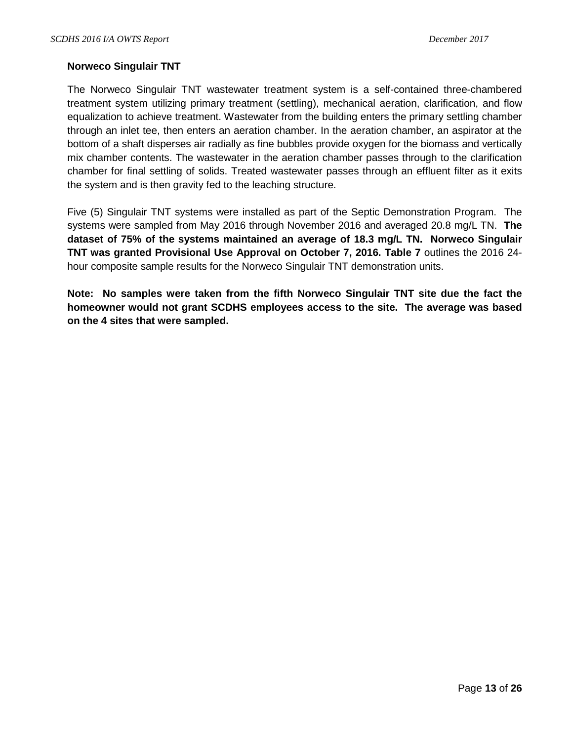**Norweco Singulair TNT**

The Norweco Singulair TNT wastewater treatment system is a self-contained three-chambered treatment system utilizing primary treatment (settling), mechanical aeration, clarification, and flow equalization to achieve treatment. Wastewater from the building enters the primary settling chamber through an inlet tee, then enters an aeration chamber. In the aeration chamber, an aspirator at the bottom of a shaft disperses air radially as fine bubbles provide oxygen for the biomass and vertically mix chamber contents. The wastewater in the aeration chamber passes through to the clarification chamber for final settling of solids. Treated wastewater passes through an effluent filter as it exits the system and is then gravity fed to the leaching structure.

Five (5) Singulair TNT systems were installed as part of the Septic Demonstration Program. The systems were sampled from May 2016 through November 2016 and averaged 20.8 mg/L TN. **The dataset of 75% of the systems maintained an average of 18.3 mg/L TN. Norweco Singulair TNT was granted Provisional Use Approval on October 7, 2016. Table 7** outlines the 2016 24-hour composite sample results for the Norweco Singulair TNT demonstration units.

**Note: No samples were taken from the fifth Norweco Singulair TNT site due the fact the homeowner would not grant SCDHS employees access to the site. The average was based on the 4 sites that were sampled.**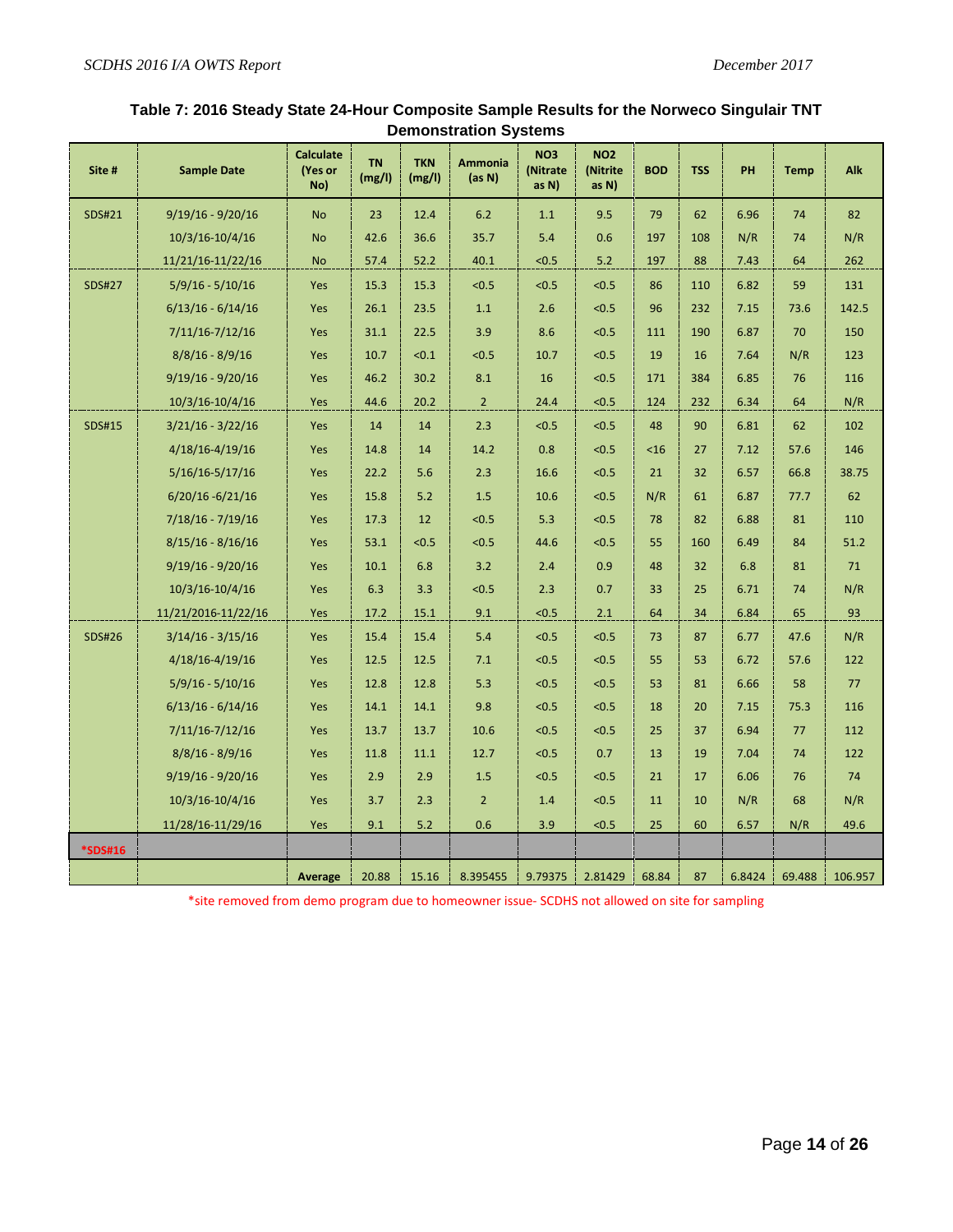**Table 7: 2016 Steady State 24-Hour Composite Sample Results for the Norweco Singulair TNT Demonstration Systems**

| Site # | Sample Date | Calculate (Yes or No) | TN (mg/l) | TKN (mg/l) | Ammonia (as N) | NO3 (Nitrate as N) | NO2 (Nitrite as N) | BOD | TSS | PH | Temp | Alk |
|---|---|---|---|---|---|---|---|---|---|---|---|---|
| SDS#21 | 9/19/16 - 9/20/16 | No | 23 | 12.4 | 6.2 | 1.1 | 9.5 | 79 | 62 | 6.96 | 74 | 82 |
| | 10/3/16-10/4/16 | No | 42.6 | 36.6 | 35.7 | 5.4 | 0.6 | 197 | 108 | N/R | 74 | N/R |
| | 11/21/16-11/22/16 | No | 57.4 | 52.2 | 40.1 | <0.5 | 5.2 | 197 | 88 | 7.43 | 64 | 262 |
| SDS#27 | 5/9/16 - 5/10/16 | Yes | 15.3 | 15.3 | <0.5 | <0.5 | <0.5 | 86 | 110 | 6.82 | 59 | 131 |
| | 6/13/16 - 6/14/16 | Yes | 26.1 | 23.5 | 1.1 | 2.6 | <0.5 | 96 | 232 | 7.15 | 73.6 | 142.5 |
| | 7/11/16-7/12/16 | Yes | 31.1 | 22.5 | 3.9 | 8.6 | <0.5 | 111 | 190 | 6.87 | 70 | 150 |
| | 8/8/16 - 8/9/16 | Yes | 10.7 | <0.1 | <0.5 | 10.7 | <0.5 | 19 | 16 | 7.64 | N/R | 123 |
| | 9/19/16 - 9/20/16 | Yes | 46.2 | 30.2 | 8.1 | 16 | <0.5 | 171 | 384 | 6.85 | 76 | 116 |
| | 10/3/16-10/4/16 | Yes | 44.6 | 20.2 | 2 | 24.4 | <0.5 | 124 | 232 | 6.34 | 64 | N/R |
| SDS#15 | 3/21/16 - 3/22/16 | Yes | 14 | 14 | 2.3 | <0.5 | <0.5 | 48 | 90 | 6.81 | 62 | 102 |
| | 4/18/16-4/19/16 | Yes | 14.8 | 14 | 14.2 | 0.8 | <0.5 | <16 | 27 | 7.12 | 57.6 | 146 |
| | 5/16/16-5/17/16 | Yes | 22.2 | 5.6 | 2.3 | 16.6 | <0.5 | 21 | 32 | 6.57 | 66.8 | 38.75 |
| | 6/20/16 -6/21/16 | Yes | 15.8 | 5.2 | 1.5 | 10.6 | <0.5 | N/R | 61 | 6.87 | 77.7 | 62 |
| | 7/18/16 - 7/19/16 | Yes | 17.3 | 12 | <0.5 | 5.3 | <0.5 | 78 | 82 | 6.88 | 81 | 110 |
| | 8/15/16 - 8/16/16 | Yes | 53.1 | <0.5 | <0.5 | 44.6 | <0.5 | 55 | 160 | 6.49 | 84 | 51.2 |
| | 9/19/16 - 9/20/16 | Yes | 10.1 | 6.8 | 3.2 | 2.4 | 0.9 | 48 | 32 | 6.8 | 81 | 71 |
| | 10/3/16-10/4/16 | Yes | 6.3 | 3.3 | <0.5 | 2.3 | 0.7 | 33 | 25 | 6.71 | 74 | N/R |
| | 11/21/2016-11/22/16 | Yes | 17.2 | 15.1 | 9.1 | <0.5 | 2.1 | 64 | 34 | 6.84 | 65 | 93 |
| SDS#26 | 3/14/16 - 3/15/16 | Yes | 15.4 | 15.4 | 5.4 | <0.5 | <0.5 | 73 | 87 | 6.77 | 47.6 | N/R |
| | 4/18/16-4/19/16 | Yes | 12.5 | 12.5 | 7.1 | <0.5 | <0.5 | 55 | 53 | 6.72 | 57.6 | 122 |
| | 5/9/16 - 5/10/16 | Yes | 12.8 | 12.8 | 5.3 | <0.5 | <0.5 | 53 | 81 | 6.66 | 58 | 77 |
| | 6/13/16 - 6/14/16 | Yes | 14.1 | 14.1 | 9.8 | <0.5 | <0.5 | 18 | 20 | 7.15 | 75.3 | 116 |
| | 7/11/16-7/12/16 | Yes | 13.7 | 13.7 | 10.6 | <0.5 | <0.5 | 25 | 37 | 6.94 | 77 | 112 |
| | 8/8/16 - 8/9/16 | Yes | 11.8 | 11.1 | 12.7 | <0.5 | 0.7 | 13 | 19 | 7.04 | 74 | 122 |
| | 9/19/16 - 9/20/16 | Yes | 2.9 | 2.9 | 1.5 | <0.5 | <0.5 | 21 | 17 | 6.06 | 76 | 74 |
| | 10/3/16-10/4/16 | Yes | 3.7 | 2.3 | 2 | 1.4 | <0.5 | 11 | 10 | N/R | 68 | N/R |
| | 11/28/16-11/29/16 | Yes | 9.1 | 5.2 | 0.6 | 3.9 | <0.5 | 25 | 60 | 6.57 | N/R | 49.6 |
| *SDS#16 | | | | | | | | | | | | |
| | | Average | 20.88 | 15.16 | 8.395455 | 9.79375 | 2.81429 | 68.84 | 87 | 6.8424 | 69.488 | 106.957 |

*site removed from demo program due to homeowner issue- SCDHS not allowed on site for sampling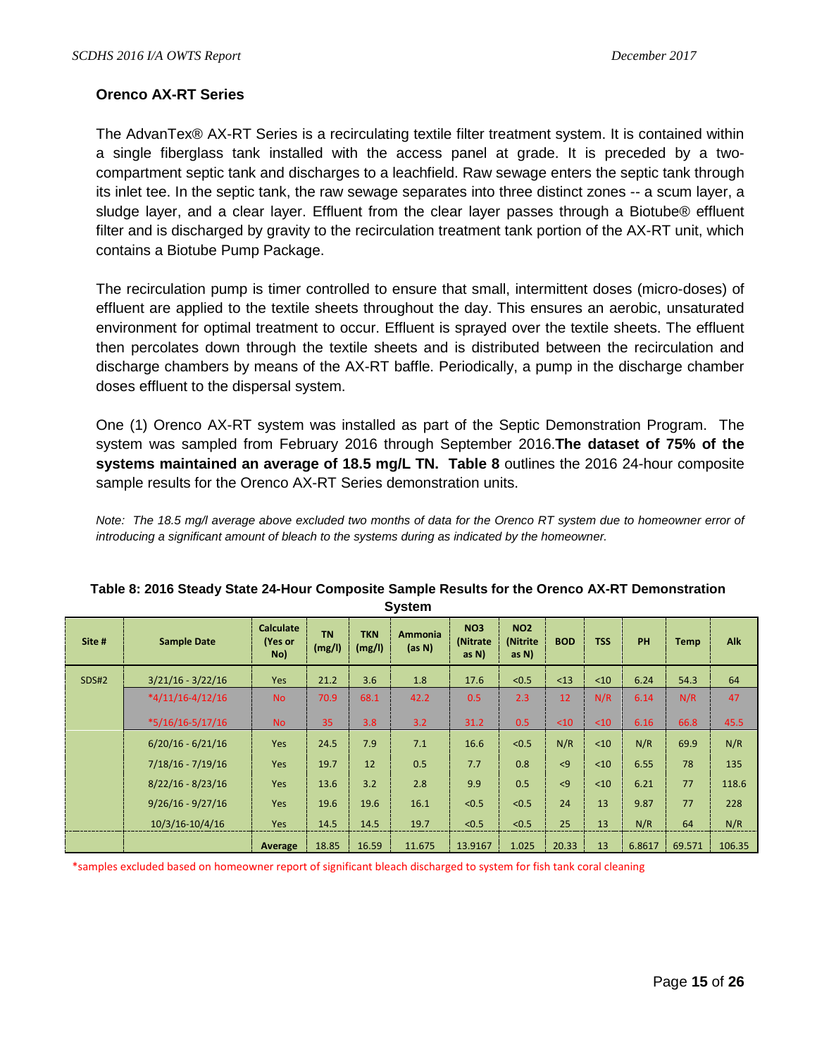### Orenco AX-RT Series

The AdvanTex® AX-RT Series is a recirculating textile filter treatment system. It is contained within a single fiberglass tank installed with the access panel at grade. It is preceded by a two-compartment septic tank and discharges to a leachfield. Raw sewage enters the septic tank through its inlet tee. In the septic tank, the raw sewage separates into three distinct zones -- a scum layer, a sludge layer, and a clear layer. Effluent from the clear layer passes through a Biotube® effluent filter and is discharged by gravity to the recirculation treatment tank portion of the AX-RT unit, which contains a Biotube Pump Package.

The recirculation pump is timer controlled to ensure that small, intermittent doses (micro-doses) of effluent are applied to the textile sheets throughout the day. This ensures an aerobic, unsaturated environment for optimal treatment to occur. Effluent is sprayed over the textile sheets. The effluent then percolates down through the textile sheets and is distributed between the recirculation and discharge chambers by means of the AX-RT baffle. Periodically, a pump in the discharge chamber doses effluent to the dispersal system.

One (1) Orenco AX-RT system was installed as part of the Septic Demonstration Program. The system was sampled from February 2016 through September 2016.**The dataset of 75% of the systems maintained an average of 18.5 mg/L TN. Table 8** outlines the 2016 24-hour composite sample results for the Orenco AX-RT Series demonstration units.

*Note: The 18.5 mg/l average above excluded two months of data for the Orenco RT system due to homeowner error of introducing a significant amount of bleach to the systems during as indicated by the homeowner.*

**Table 8: 2016 Steady State 24-Hour Composite Sample Results for the Orenco AX-RT Demonstration System**

| Site # | Sample Date | Calculate (Yes or No) | TN (mg/l) | TKN (mg/l) | Ammonia (as N) | NO3 (Nitrate as N) | NO2 (Nitrite as N) | BOD | TSS | PH | Temp | Alk |
|---|---|---|---|---|---|---|---|---|---|---|---|---|
| SDS#2 | 3/21/16 - 3/22/16 | Yes | 21.2 | 3.6 | 1.8 | 17.6 | <0.5 | <13 | <10 | 6.24 | 54.3 | 64 |
| | *4/11/16-4/12/16 | No | 70.9 | 68.1 | 42.2 | 0.5 | 2.3 | 12 | N/R | 6.14 | N/R | 47 |
| | *5/16/16-5/17/16 | No | 35 | 3.8 | 3.2 | 31.2 | 0.5 | <10 | <10 | 6.16 | 66.8 | 45.5 |
| | 6/20/16 - 6/21/16 | Yes | 24.5 | 7.9 | 7.1 | 16.6 | <0.5 | N/R | <10 | N/R | 69.9 | N/R |
| | 7/18/16 - 7/19/16 | Yes | 19.7 | 12 | 0.5 | 7.7 | 0.8 | <9 | <10 | 6.55 | 78 | 135 |
| | 8/22/16 - 8/23/16 | Yes | 13.6 | 3.2 | 2.8 | 9.9 | 0.5 | <9 | <10 | 6.21 | 77 | 118.6 |
| | 9/26/16 - 9/27/16 | Yes | 19.6 | 19.6 | 16.1 | <0.5 | <0.5 | 24 | 13 | 9.87 | 77 | 228 |
| | 10/3/16-10/4/16 | Yes | 14.5 | 14.5 | 19.7 | <0.5 | <0.5 | 25 | 13 | N/R | 64 | N/R |
| | | Average | 18.85 | 16.59 | 11.675 | 13.9167 | 1.025 | 20.33 | 13 | 6.8617 | 69.571 | 106.35 |

*samples excluded based on homeowner report of significant bleach discharged to system for fish tank coral cleaning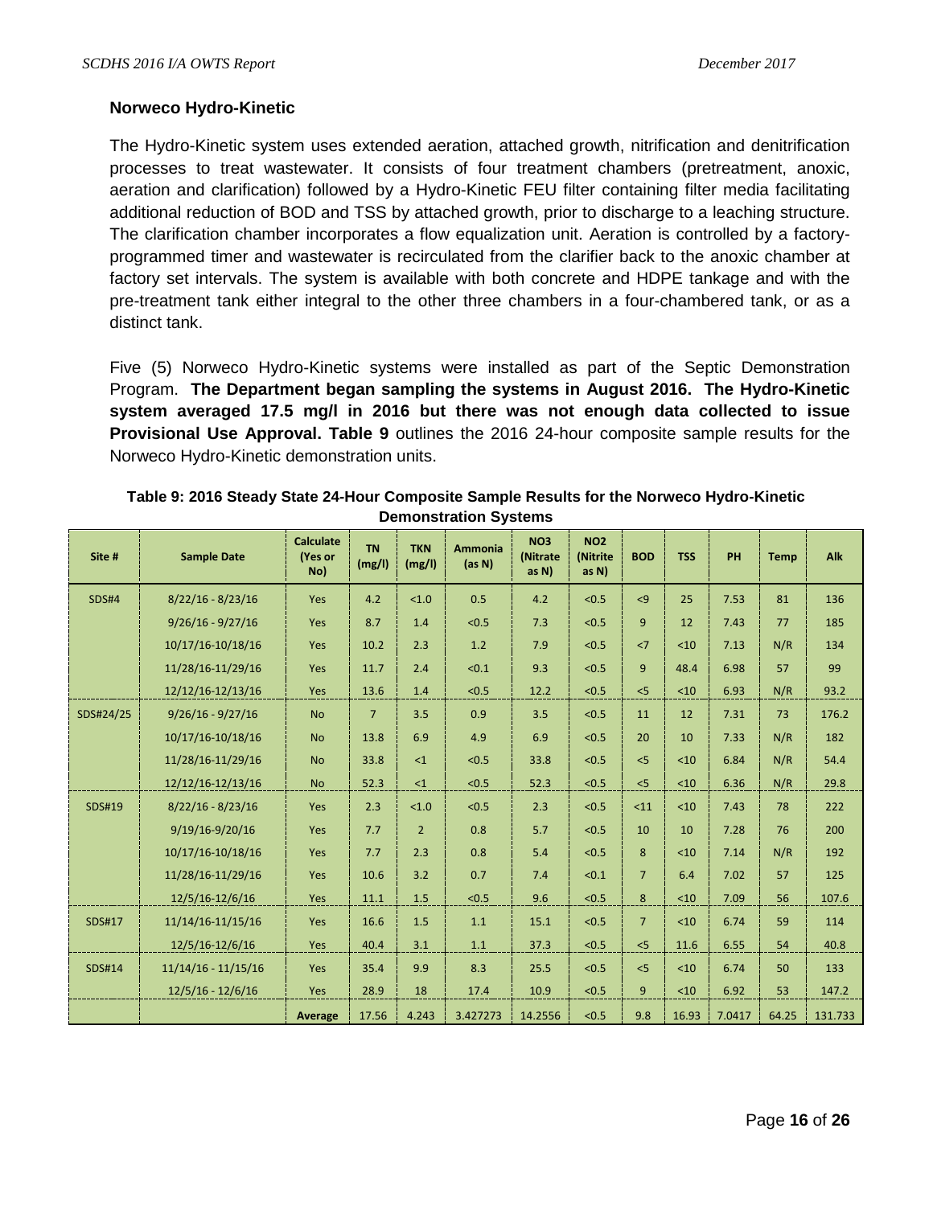### Norweco Hydro-Kinetic

The Hydro-Kinetic system uses extended aeration, attached growth, nitrification and denitrification processes to treat wastewater. It consists of four treatment chambers (pretreatment, anoxic, aeration and clarification) followed by a Hydro-Kinetic FEU filter containing filter media facilitating additional reduction of BOD and TSS by attached growth, prior to discharge to a leaching structure. The clarification chamber incorporates a flow equalization unit. Aeration is controlled by a factory-programmed timer and wastewater is recirculated from the clarifier back to the anoxic chamber at factory set intervals. The system is available with both concrete and HDPE tankage and with the pre-treatment tank either integral to the other three chambers in a four-chambered tank, or as a distinct tank.

Five (5) Norweco Hydro-Kinetic systems were installed as part of the Septic Demonstration Program. **The Department began sampling the systems in August 2016. The Hydro-Kinetic system averaged 17.5 mg/l in 2016 but there was not enough data collected to issue Provisional Use Approval. Table 9** outlines the 2016 24-hour composite sample results for the Norweco Hydro-Kinetic demonstration units.

**Table 9: 2016 Steady State 24-Hour Composite Sample Results for the Norweco Hydro-Kinetic Demonstration Systems**

| Site # | Sample Date | Calculate (Yes or No) | TN (mg/l) | TKN (mg/l) | Ammonia (as N) | NO3 (Nitrate as N) | NO2 (Nitrite as N) | BOD | TSS | PH | Temp | Alk |
|---|---|---|---|---|---|---|---|---|---|---|---|---|
| SDS#4 | 8/22/16 - 8/23/16 | Yes | 4.2 | <1.0 | 0.5 | 4.2 | <0.5 | <9 | 25 | 7.53 | 81 | 136 |
| | 9/26/16 - 9/27/16 | Yes | 8.7 | 1.4 | <0.5 | 7.3 | <0.5 | 9 | 12 | 7.43 | 77 | 185 |
| | 10/17/16-10/18/16 | Yes | 10.2 | 2.3 | 1.2 | 7.9 | <0.5 | <7 | <10 | 7.13 | N/R | 134 |
| | 11/28/16-11/29/16 | Yes | 11.7 | 2.4 | <0.1 | 9.3 | <0.5 | 9 | 48.4 | 6.98 | 57 | 99 |
| | 12/12/16-12/13/16 | Yes | 13.6 | 1.4 | <0.5 | 12.2 | <0.5 | <5 | <10 | 6.93 | N/R | 93.2 |
| SDS#24/25 | 9/26/16 - 9/27/16 | No | 7 | 3.5 | 0.9 | 3.5 | <0.5 | 11 | 12 | 7.31 | 73 | 176.2 |
| | 10/17/16-10/18/16 | No | 13.8 | 6.9 | 4.9 | 6.9 | <0.5 | 20 | 10 | 7.33 | N/R | 182 |
| | 11/28/16-11/29/16 | No | 33.8 | <1 | <0.5 | 33.8 | <0.5 | <5 | <10 | 6.84 | N/R | 54.4 |
| | 12/12/16-12/13/16 | No | 52.3 | <1 | <0.5 | 52.3 | <0.5 | <5 | <10 | 6.36 | N/R | 29.8 |
| SDS#19 | 8/22/16 - 8/23/16 | Yes | 2.3 | <1.0 | <0.5 | 2.3 | <0.5 | <11 | <10 | 7.43 | 78 | 222 |
| | 9/19/16-9/20/16 | Yes | 7.7 | 2 | 0.8 | 5.7 | <0.5 | 10 | 10 | 7.28 | 76 | 200 |
| | 10/17/16-10/18/16 | Yes | 7.7 | 2.3 | 0.8 | 5.4 | <0.5 | 8 | <10 | 7.14 | N/R | 192 |
| | 11/28/16-11/29/16 | Yes | 10.6 | 3.2 | 0.7 | 7.4 | <0.1 | 7 | 6.4 | 7.02 | 57 | 125 |
| | 12/5/16-12/6/16 | Yes | 11.1 | 1.5 | <0.5 | 9.6 | <0.5 | 8 | <10 | 7.09 | 56 | 107.6 |
| SDS#17 | 11/14/16-11/15/16 | Yes | 16.6 | 1.5 | 1.1 | 15.1 | <0.5 | 7 | <10 | 6.74 | 59 | 114 |
| | 12/5/16-12/6/16 | Yes | 40.4 | 3.1 | 1.1 | 37.3 | <0.5 | <5 | 11.6 | 6.55 | 54 | 40.8 |
| SDS#14 | 11/14/16 - 11/15/16 | Yes | 35.4 | 9.9 | 8.3 | 25.5 | <0.5 | <5 | <10 | 6.74 | 50 | 133 |
| | 12/5/16 - 12/6/16 | Yes | 28.9 | 18 | 17.4 | 10.9 | <0.5 | 9 | <10 | 6.92 | 53 | 147.2 |
| | | Average | 17.56 | 4.243 | 3.427273 | 14.2556 | <0.5 | 9.8 | 16.93 | 7.0417 | 64.25 | 131.733 |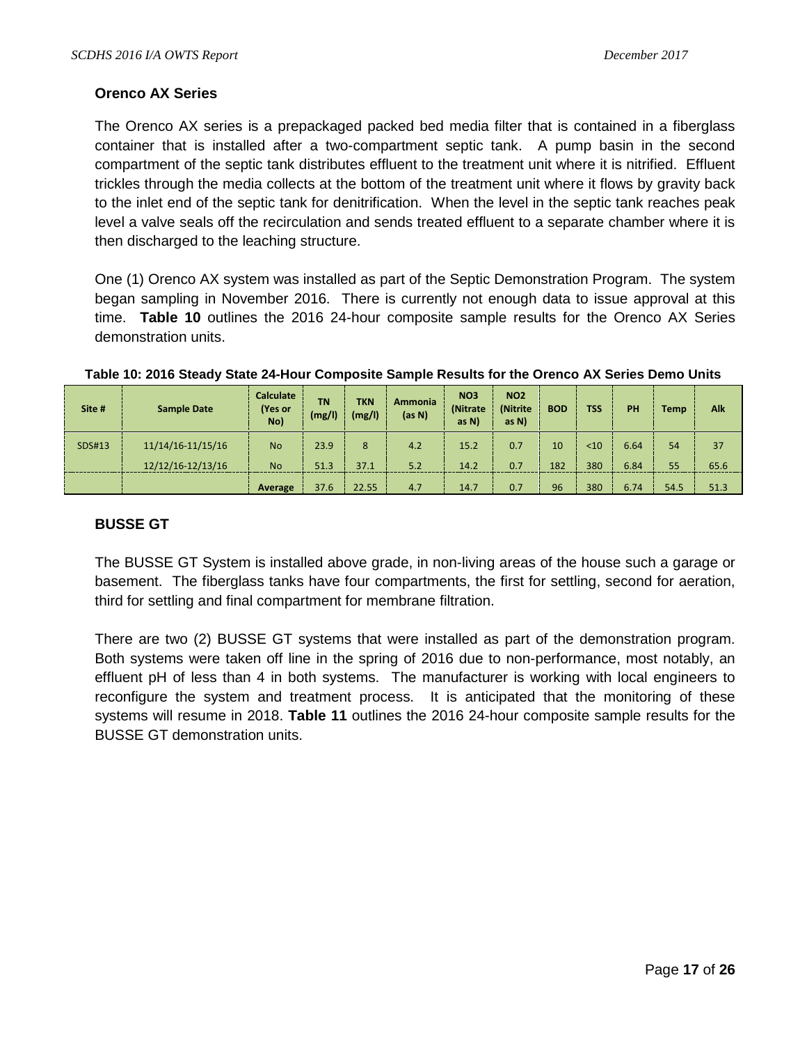### Orenco AX Series

The Orenco AX series is a prepackaged packed bed media filter that is contained in a fiberglass container that is installed after a two-compartment septic tank. A pump basin in the second compartment of the septic tank distributes effluent to the treatment unit where it is nitrified. Effluent trickles through the media collects at the bottom of the treatment unit where it flows by gravity back to the inlet end of the septic tank for denitrification. When the level in the septic tank reaches peak level a valve seals off the recirculation and sends treated effluent to a separate chamber where it is then discharged to the leaching structure.

One (1) Orenco AX system was installed as part of the Septic Demonstration Program. The system began sampling in November 2016. There is currently not enough data to issue approval at this time. **Table 10** outlines the 2016 24-hour composite sample results for the Orenco AX Series demonstration units.

**Table 10: 2016 Steady State 24-Hour Composite Sample Results for the Orenco AX Series Demo Units**

| Site # | Sample Date | Calculate (Yes or No) | TN (mg/l) | TKN (mg/l) | Ammonia (as N) | NO3 (Nitrate as N) | NO2 (Nitrite as N) | BOD | TSS | PH | Temp | Alk |
|---|---|---|---|---|---|---|---|---|---|---|---|---|
| SDS#13 | 11/14/16-11/15/16 | No | 23.9 | 8 | 4.2 | 15.2 | 0.7 | 10 | <10 | 6.64 | 54 | 37 |
| | 12/12/16-12/13/16 | No | 51.3 | 37.1 | 5.2 | 14.2 | 0.7 | 182 | 380 | 6.84 | 55 | 65.6 |
| | | Average | 37.6 | 22.55 | 4.7 | 14.7 | 0.7 | 96 | 380 | 6.74 | 54.5 | 51.3 |

### BUSSE GT

The BUSSE GT System is installed above grade, in non-living areas of the house such a garage or basement. The fiberglass tanks have four compartments, the first for settling, second for aeration, third for settling and final compartment for membrane filtration.

There are two (2) BUSSE GT systems that were installed as part of the demonstration program. Both systems were taken off line in the spring of 2016 due to non-performance, most notably, an effluent pH of less than 4 in both systems. The manufacturer is working with local engineers to reconfigure the system and treatment process. It is anticipated that the monitoring of these systems will resume in 2018. **Table 11** outlines the 2016 24-hour composite sample results for the BUSSE GT demonstration units.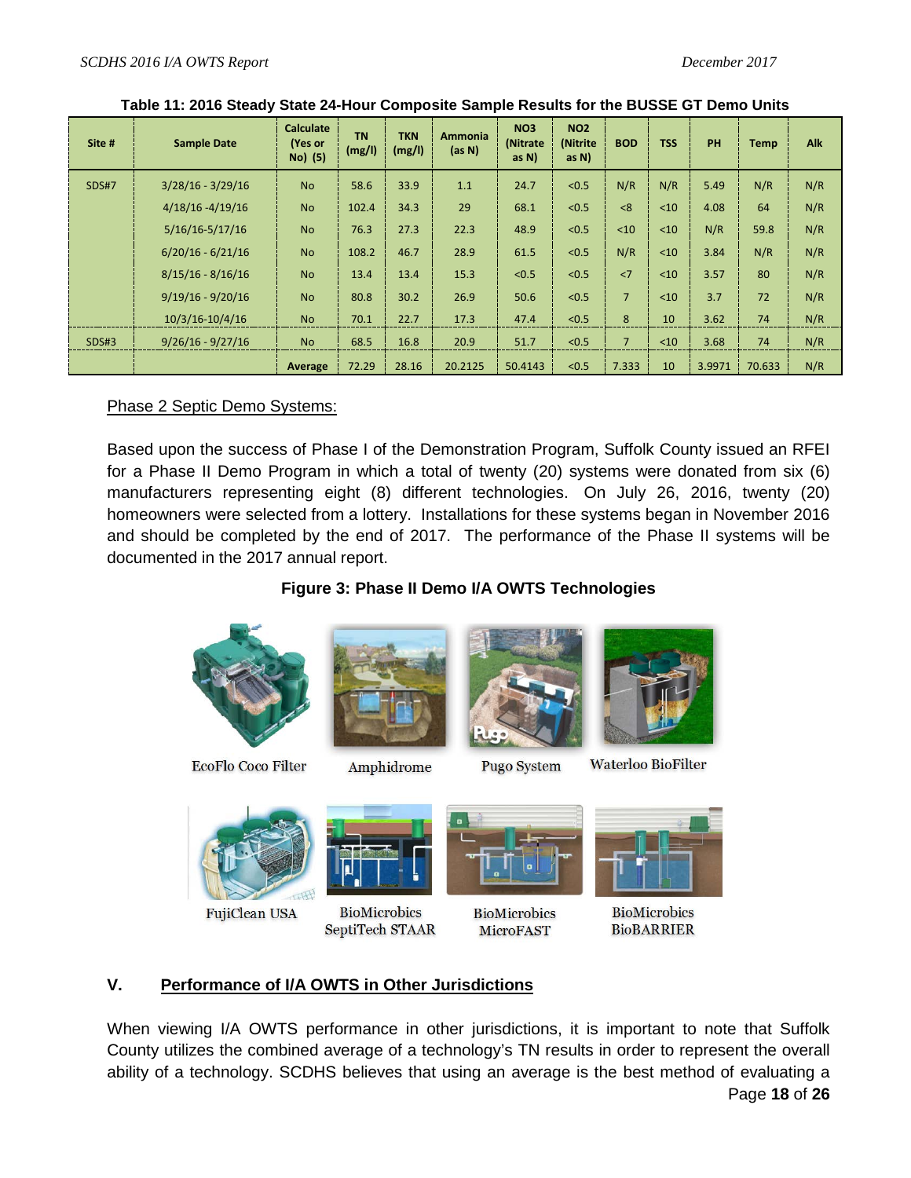**Table 11: 2016 Steady State 24-Hour Composite Sample Results for the BUSSE GT Demo Units**

| Site # | Sample Date | Calculate (Yes or No) (5) | TN (mg/l) | TKN (mg/l) | Ammonia (as N) | NO3 (Nitrate as N) | NO2 (Nitrite as N) | BOD | TSS | PH | Temp | Alk |
|---|---|---|---|---|---|---|---|---|---|---|---|---|
| SDS#7 | 3/28/16 - 3/29/16 | No | 58.6 | 33.9 | 1.1 | 24.7 | <0.5 | N/R | N/R | 5.49 | N/R | N/R |
| | 4/18/16 -4/19/16 | No | 102.4 | 34.3 | 29 | 68.1 | <0.5 | <8 | <10 | 4.08 | 64 | N/R |
| | 5/16/16-5/17/16 | No | 76.3 | 27.3 | 22.3 | 48.9 | <0.5 | <10 | <10 | N/R | 59.8 | N/R |
| | 6/20/16 - 6/21/16 | No | 108.2 | 46.7 | 28.9 | 61.5 | <0.5 | N/R | <10 | 3.84 | N/R | N/R |
| | 8/15/16 - 8/16/16 | No | 13.4 | 13.4 | 15.3 | <0.5 | <0.5 | <7 | <10 | 3.57 | 80 | N/R |
| | 9/19/16 - 9/20/16 | No | 80.8 | 30.2 | 26.9 | 50.6 | <0.5 | 7 | <10 | 3.7 | 72 | N/R |
| | 10/3/16-10/4/16 | No | 70.1 | 22.7 | 17.3 | 47.4 | <0.5 | 8 | 10 | 3.62 | 74 | N/R |
| SDS#3 | 9/26/16 - 9/27/16 | No | 68.5 | 16.8 | 20.9 | 51.7 | <0.5 | 7 | <10 | 3.68 | 74 | N/R |
| | | Average | 72.29 | 28.16 | 20.2125 | 50.4143 | <0.5 | 7.333 | 10 | 3.9971 | 70.633 | N/R |

Phase 2 Septic Demo Systems:

Based upon the success of Phase I of the Demonstration Program, Suffolk County issued an RFEI for a Phase II Demo Program in which a total of twenty (20) systems were donated from six (6) manufacturers representing eight (8) different technologies. On July 26, 2016, twenty (20) homeowners were selected from a lottery. Installations for these systems began in November 2016 and should be completed by the end of 2017. The performance of the Phase II systems will be documented in the 2017 annual report.

**Figure 3: Phase II Demo I/A OWTS Technologies**

EcoFlo Coco Filter

Amphidrome

Pugo System

Waterloo BioFilter

FujiClean USA

BioMicrobics SeptiTech STAAR

BioMicrobics MicroFAST

BioMicrobics BioBARRIER

## V. Performance of I/A OWTS in Other Jurisdictions

When viewing I/A OWTS performance in other jurisdictions, it is important to note that Suffolk County utilizes the combined average of a technology's TN results in order to represent the overall ability of a technology. SCDHS believes that using an average is the best method of evaluating a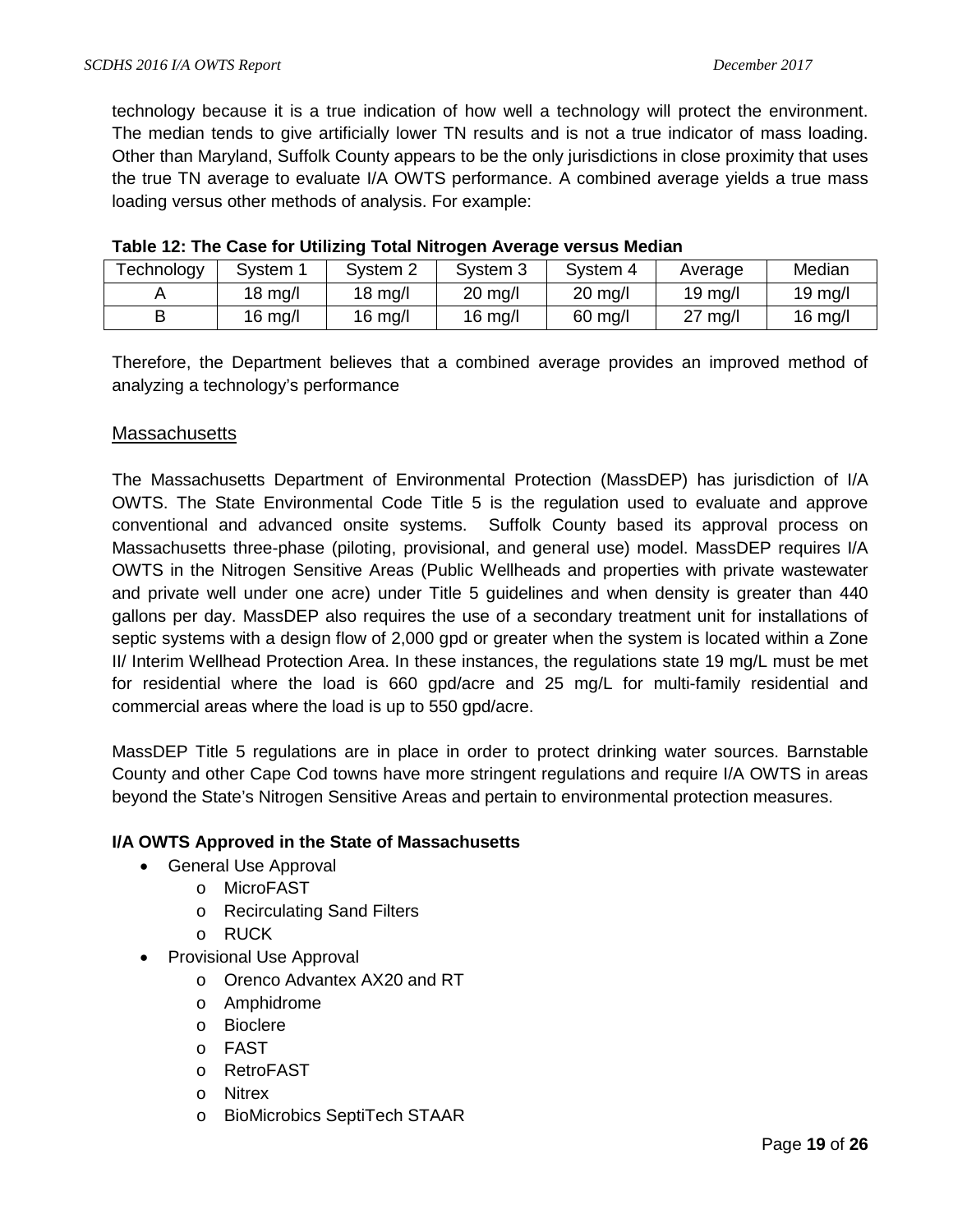technology because it is a true indication of how well a technology will protect the environment. The median tends to give artificially lower TN results and is not a true indicator of mass loading. Other than Maryland, Suffolk County appears to be the only jurisdictions in close proximity that uses the true TN average to evaluate I/A OWTS performance. A combined average yields a true mass loading versus other methods of analysis. For example:

**Table 12: The Case for Utilizing Total Nitrogen Average versus Median**

| Technology | System 1 | System 2 | System 3 | System 4 | Average | Median |
|---|---|---|---|---|---|---|
| A | 18 mg/l | 18 mg/l | 20 mg/l | 20 mg/l | 19 mg/l | 19 mg/l |
| B | 16 mg/l | 16 mg/l | 16 mg/l | 60 mg/l | 27 mg/l | 16 mg/l |

Therefore, the Department believes that a combined average provides an improved method of analyzing a technology's performance

## Massachusetts

The Massachusetts Department of Environmental Protection (MassDEP) has jurisdiction of I/A OWTS. The State Environmental Code Title 5 is the regulation used to evaluate and approve conventional and advanced onsite systems. Suffolk County based its approval process on Massachusetts three-phase (piloting, provisional, and general use) model. MassDEP requires I/A OWTS in the Nitrogen Sensitive Areas (Public Wellheads and properties with private wastewater and private well under one acre) under Title 5 guidelines and when density is greater than 440 gallons per day. MassDEP also requires the use of a secondary treatment unit for installations of septic systems with a design flow of 2,000 gpd or greater when the system is located within a Zone II/ Interim Wellhead Protection Area. In these instances, the regulations state 19 mg/L must be met for residential where the load is 660 gpd/acre and 25 mg/L for multi-family residential and commercial areas where the load is up to 550 gpd/acre.

MassDEP Title 5 regulations are in place in order to protect drinking water sources. Barnstable County and other Cape Cod towns have more stringent regulations and require I/A OWTS in areas beyond the State's Nitrogen Sensitive Areas and pertain to environmental protection measures.

**I/A OWTS Approved in the State of Massachusetts**

- General Use Approval
  - MicroFAST
  - Recirculating Sand Filters
  - RUCK
- Provisional Use Approval
  - Orenco Advantex AX20 and RT
  - Amphidrome
  - Bioclere
  - FAST
  - RetroFAST
  - Nitrex
  - BioMicrobics SeptiTech STAAR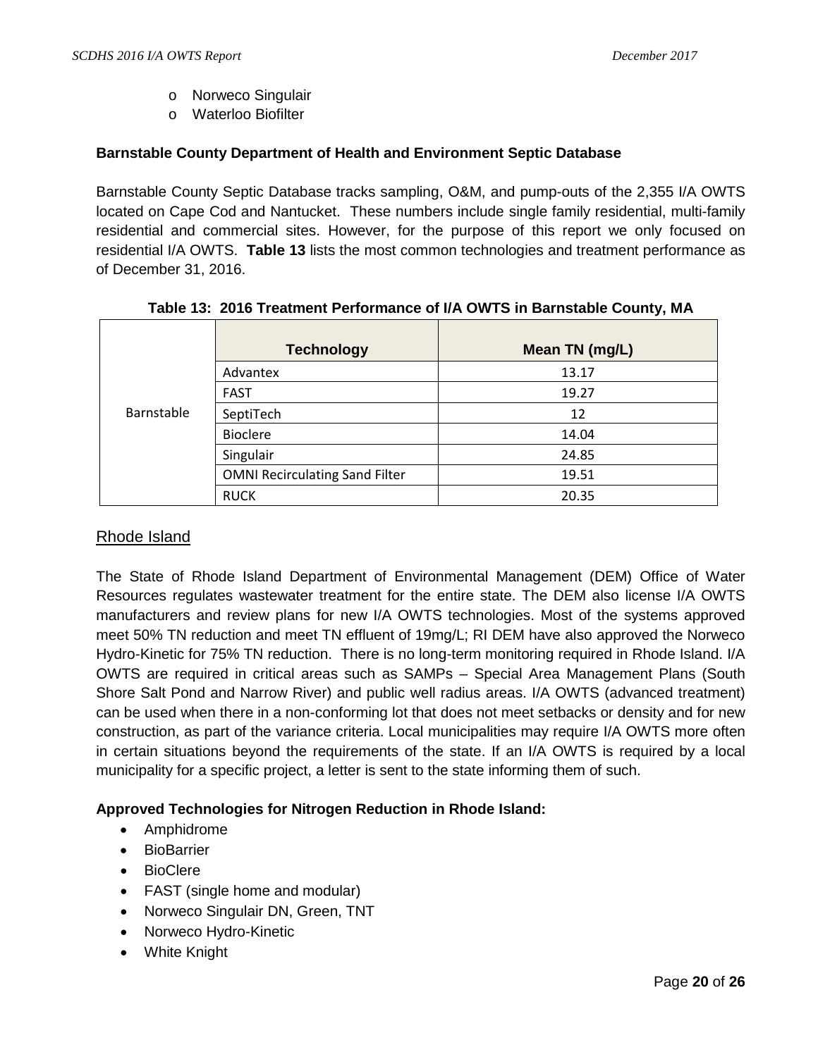- Norweco Singulair
- Waterloo Biofilter

**Barnstable County Department of Health and Environment Septic Database**

Barnstable County Septic Database tracks sampling, O&M, and pump-outs of the 2,355 I/A OWTS located on Cape Cod and Nantucket. These numbers include single family residential, multi-family residential and commercial sites. However, for the purpose of this report we only focused on residential I/A OWTS. **Table 13** lists the most common technologies and treatment performance as of December 31, 2016.

**Table 13: 2016 Treatment Performance of I/A OWTS in Barnstable County, MA**

| | Technology | Mean TN (mg/L) |
|---|---|---|
| Barnstable | Advantex | 13.17 |
| | FAST | 19.27 |
| | SeptiTech | 12 |
| | Bioclere | 14.04 |
| | Singulair | 24.85 |
| | OMNI Recirculating Sand Filter | 19.51 |
| | RUCK | 20.35 |

## Rhode Island

The State of Rhode Island Department of Environmental Management (DEM) Office of Water Resources regulates wastewater treatment for the entire state. The DEM also license I/A OWTS manufacturers and review plans for new I/A OWTS technologies. Most of the systems approved meet 50% TN reduction and meet TN effluent of 19mg/L; RI DEM have also approved the Norweco Hydro-Kinetic for 75% TN reduction. There is no long-term monitoring required in Rhode Island. I/A OWTS are required in critical areas such as SAMPs – Special Area Management Plans (South Shore Salt Pond and Narrow River) and public well radius areas. I/A OWTS (advanced treatment) can be used when there in a non-conforming lot that does not meet setbacks or density and for new construction, as part of the variance criteria. Local municipalities may require I/A OWTS more often in certain situations beyond the requirements of the state. If an I/A OWTS is required by a local municipality for a specific project, a letter is sent to the state informing them of such.

**Approved Technologies for Nitrogen Reduction in Rhode Island:**

- Amphidrome
- BioBarrier
- BioClere
- FAST (single home and modular)
- Norweco Singulair DN, Green, TNT
- Norweco Hydro-Kinetic
- White Knight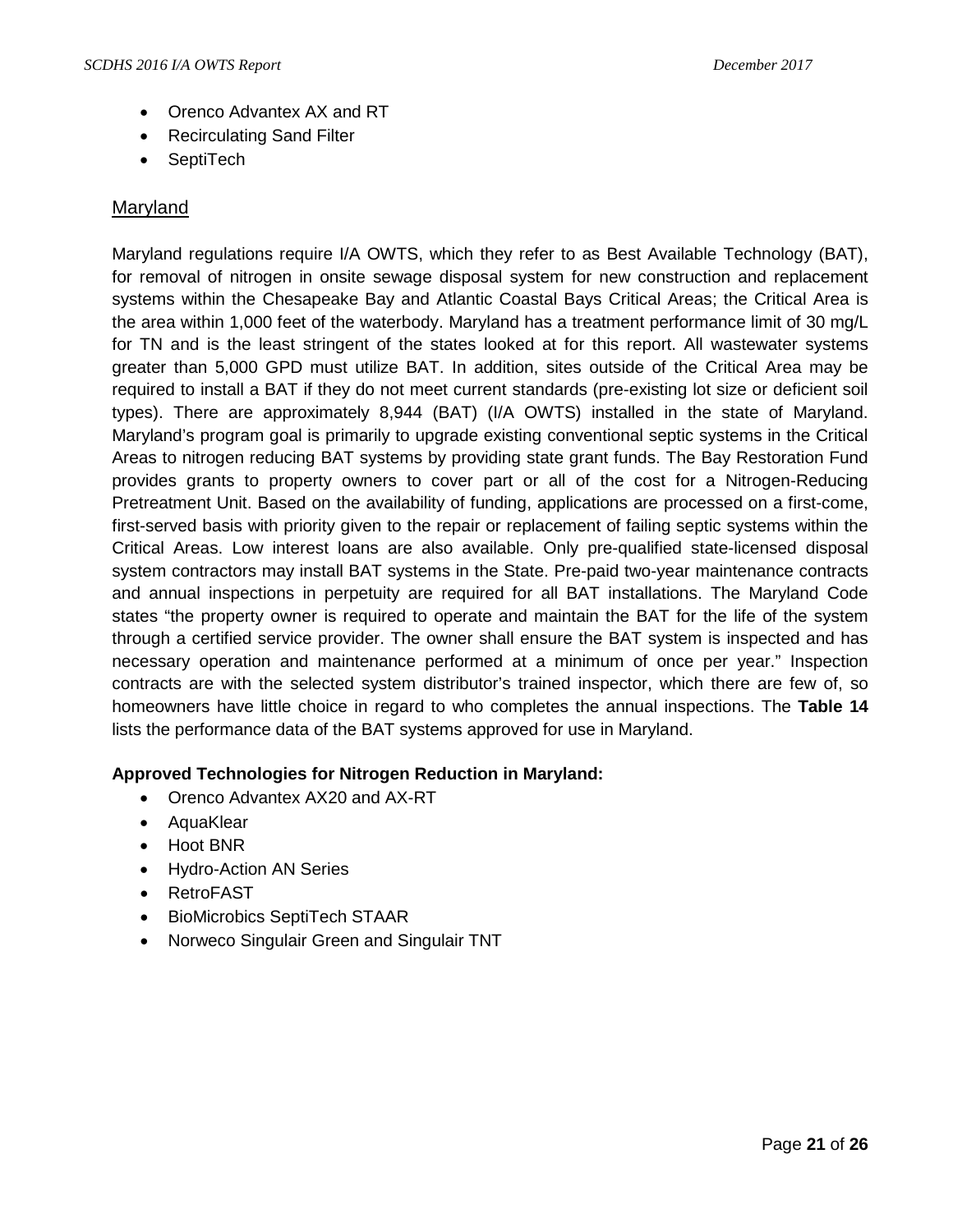- Orenco Advantex AX and RT
- Recirculating Sand Filter
- SeptiTech

## Maryland

Maryland regulations require I/A OWTS, which they refer to as Best Available Technology (BAT), for removal of nitrogen in onsite sewage disposal system for new construction and replacement systems within the Chesapeake Bay and Atlantic Coastal Bays Critical Areas; the Critical Area is the area within 1,000 feet of the waterbody. Maryland has a treatment performance limit of 30 mg/L for TN and is the least stringent of the states looked at for this report. All wastewater systems greater than 5,000 GPD must utilize BAT. In addition, sites outside of the Critical Area may be required to install a BAT if they do not meet current standards (pre-existing lot size or deficient soil types). There are approximately 8,944 (BAT) (I/A OWTS) installed in the state of Maryland. Maryland's program goal is primarily to upgrade existing conventional septic systems in the Critical Areas to nitrogen reducing BAT systems by providing state grant funds. The Bay Restoration Fund provides grants to property owners to cover part or all of the cost for a Nitrogen-Reducing Pretreatment Unit. Based on the availability of funding, applications are processed on a first-come, first-served basis with priority given to the repair or replacement of failing septic systems within the Critical Areas. Low interest loans are also available. Only pre-qualified state-licensed disposal system contractors may install BAT systems in the State. Pre-paid two-year maintenance contracts and annual inspections in perpetuity are required for all BAT installations. The Maryland Code states "the property owner is required to operate and maintain the BAT for the life of the system through a certified service provider. The owner shall ensure the BAT system is inspected and has necessary operation and maintenance performed at a minimum of once per year." Inspection contracts are with the selected system distributor's trained inspector, which there are few of, so homeowners have little choice in regard to who completes the annual inspections. The **Table 14** lists the performance data of the BAT systems approved for use in Maryland.

**Approved Technologies for Nitrogen Reduction in Maryland:**

- Orenco Advantex AX20 and AX-RT
- AquaKlear
- Hoot BNR
- Hydro-Action AN Series
- RetroFAST
- BioMicrobics SeptiTech STAAR
- Norweco Singulair Green and Singulair TNT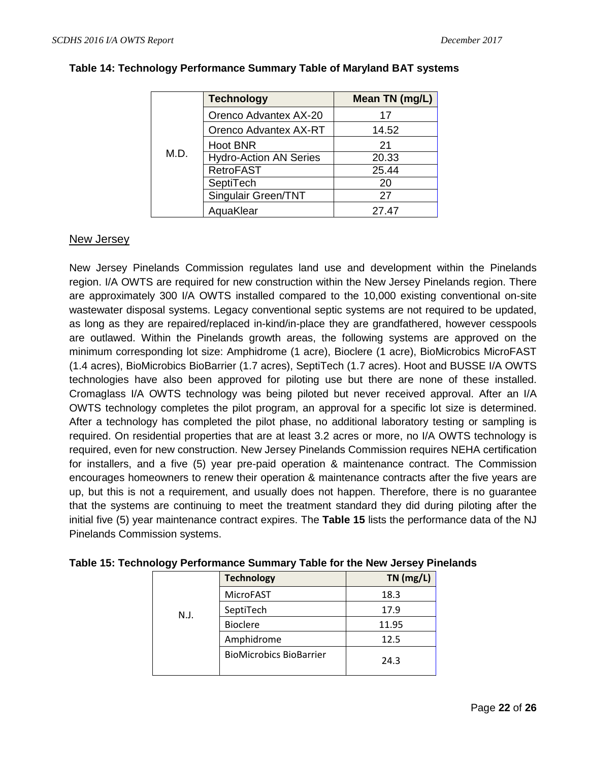**Table 14: Technology Performance Summary Table of Maryland BAT systems**

| | Technology | Mean TN (mg/L) |
|---|---|---|
| M.D. | Orenco Advantex AX-20 | 17 |
| | Orenco Advantex AX-RT | 14.52 |
| | Hoot BNR | 21 |
| | Hydro-Action AN Series | 20.33 |
| | RetroFAST | 25.44 |
| | SeptiTech | 20 |
| | Singulair Green/TNT | 27 |
| | AquaKlear | 27.47 |

## New Jersey

New Jersey Pinelands Commission regulates land use and development within the Pinelands region. I/A OWTS are required for new construction within the New Jersey Pinelands region. There are approximately 300 I/A OWTS installed compared to the 10,000 existing conventional on-site wastewater disposal systems. Legacy conventional septic systems are not required to be updated, as long as they are repaired/replaced in-kind/in-place they are grandfathered, however cesspools are outlawed. Within the Pinelands growth areas, the following systems are approved on the minimum corresponding lot size: Amphidrome (1 acre), Bioclere (1 acre), BioMicrobics MicroFAST (1.4 acres), BioMicrobics BioBarrier (1.7 acres), SeptiTech (1.7 acres). Hoot and BUSSE I/A OWTS technologies have also been approved for piloting use but there are none of these installed. Cromaglass I/A OWTS technology was being piloted but never received approval. After an I/A OWTS technology completes the pilot program, an approval for a specific lot size is determined. After a technology has completed the pilot phase, no additional laboratory testing or sampling is required. On residential properties that are at least 3.2 acres or more, no I/A OWTS technology is required, even for new construction. New Jersey Pinelands Commission requires NEHA certification for installers, and a five (5) year pre-paid operation & maintenance contract. The Commission encourages homeowners to renew their operation & maintenance contracts after the five years are up, but this is not a requirement, and usually does not happen. Therefore, there is no guarantee that the systems are continuing to meet the treatment standard they did during piloting after the initial five (5) year maintenance contract expires. The **Table 15** lists the performance data of the NJ Pinelands Commission systems.

**Table 15: Technology Performance Summary Table for the New Jersey Pinelands**

| | Technology | TN (mg/L) |
|---|---|---|
| N.J. | MicroFAST | 18.3 |
| | SeptiTech | 17.9 |
| | Bioclere | 11.95 |
| | Amphidrome | 12.5 |
| | BioMicrobics BioBarrier | 24.3 |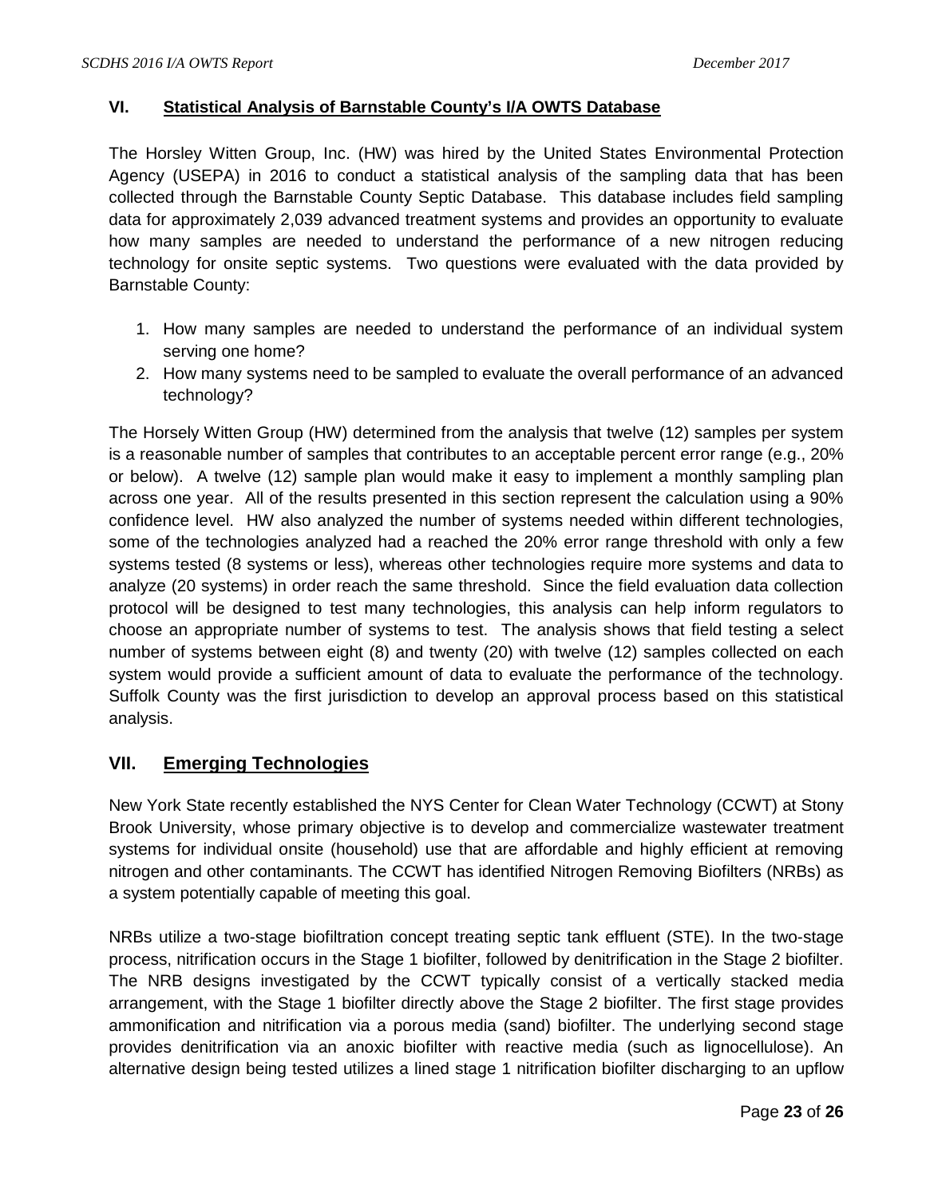## VI. Statistical Analysis of Barnstable County's I/A OWTS Database

The Horsley Witten Group, Inc. (HW) was hired by the United States Environmental Protection Agency (USEPA) in 2016 to conduct a statistical analysis of the sampling data that has been collected through the Barnstable County Septic Database. This database includes field sampling data for approximately 2,039 advanced treatment systems and provides an opportunity to evaluate how many samples are needed to understand the performance of a new nitrogen reducing technology for onsite septic systems. Two questions were evaluated with the data provided by Barnstable County:

1. How many samples are needed to understand the performance of an individual system serving one home?
2. How many systems need to be sampled to evaluate the overall performance of an advanced technology?

The Horsely Witten Group (HW) determined from the analysis that twelve (12) samples per system is a reasonable number of samples that contributes to an acceptable percent error range (e.g., 20% or below). A twelve (12) sample plan would make it easy to implement a monthly sampling plan across one year. All of the results presented in this section represent the calculation using a 90% confidence level. HW also analyzed the number of systems needed within different technologies, some of the technologies analyzed had a reached the 20% error range threshold with only a few systems tested (8 systems or less), whereas other technologies require more systems and data to analyze (20 systems) in order reach the same threshold. Since the field evaluation data collection protocol will be designed to test many technologies, this analysis can help inform regulators to choose an appropriate number of systems to test. The analysis shows that field testing a select number of systems between eight (8) and twenty (20) with twelve (12) samples collected on each system would provide a sufficient amount of data to evaluate the performance of the technology. Suffolk County was the first jurisdiction to develop an approval process based on this statistical analysis.

## VII. Emerging Technologies

New York State recently established the NYS Center for Clean Water Technology (CCWT) at Stony Brook University, whose primary objective is to develop and commercialize wastewater treatment systems for individual onsite (household) use that are affordable and highly efficient at removing nitrogen and other contaminants. The CCWT has identified Nitrogen Removing Biofilters (NRBs) as a system potentially capable of meeting this goal.

NRBs utilize a two-stage biofiltration concept treating septic tank effluent (STE). In the two-stage process, nitrification occurs in the Stage 1 biofilter, followed by denitrification in the Stage 2 biofilter. The NRB designs investigated by the CCWT typically consist of a vertically stacked media arrangement, with the Stage 1 biofilter directly above the Stage 2 biofilter. The first stage provides ammonification and nitrification via a porous media (sand) biofilter. The underlying second stage provides denitrification via an anoxic biofilter with reactive media (such as lignocellulose). An alternative design being tested utilizes a lined stage 1 nitrification biofilter discharging to an upflow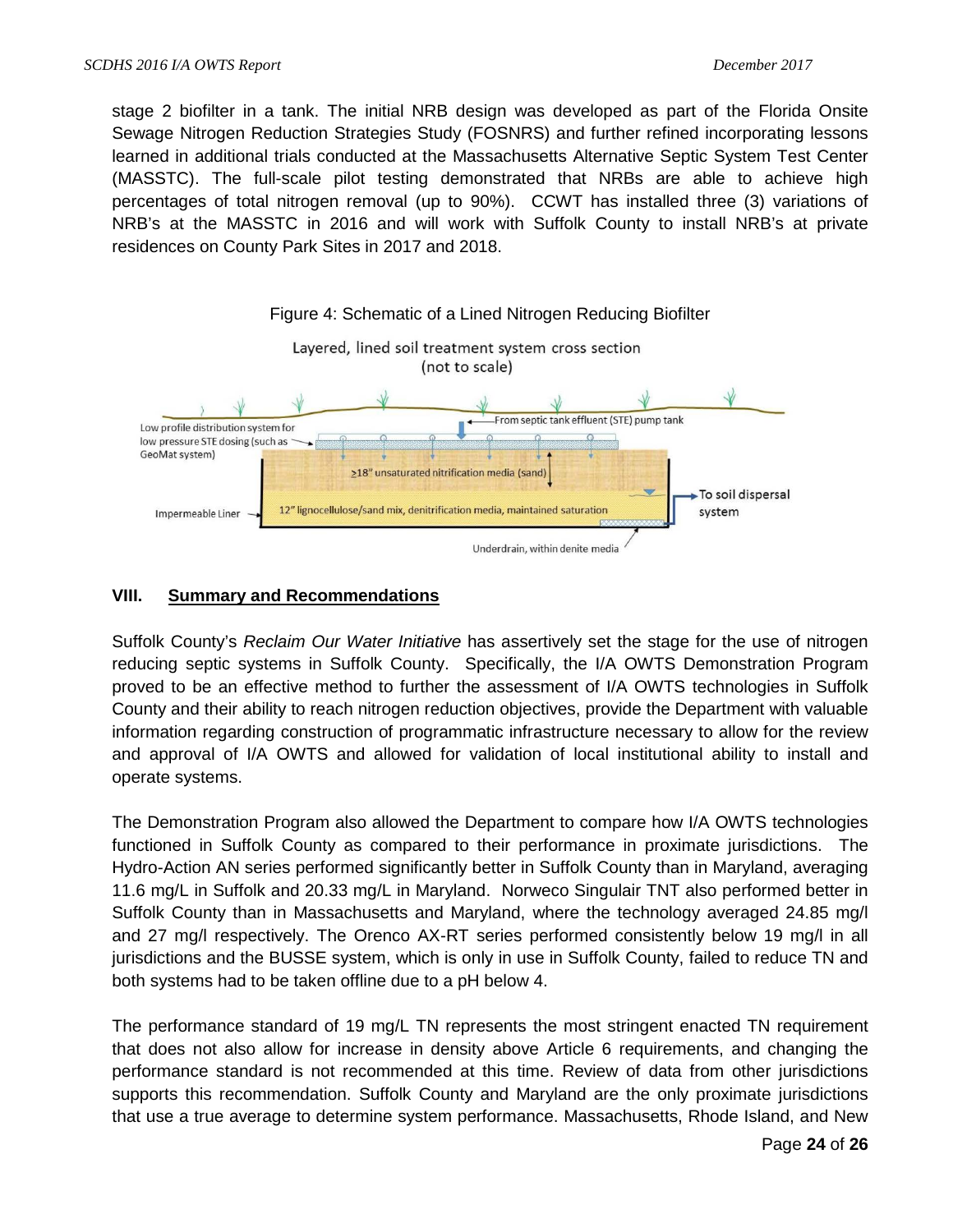stage 2 biofilter in a tank. The initial NRB design was developed as part of the Florida Onsite Sewage Nitrogen Reduction Strategies Study (FOSNRS) and further refined incorporating lessons learned in additional trials conducted at the Massachusetts Alternative Septic System Test Center (MASSTC). The full-scale pilot testing demonstrated that NRBs are able to achieve high percentages of total nitrogen removal (up to 90%). CCWT has installed three (3) variations of NRB's at the MASSTC in 2016 and will work with Suffolk County to install NRB's at private residences on County Park Sites in 2017 and 2018.

Figure 4: Schematic of a Lined Nitrogen Reducing Biofilter

Layered, lined soil treatment system cross section (not to scale)

Low profile distribution system for low pressure STE dosing (such as GeoMat system)

From septic tank effluent (STE) pump tank

≥18" unsaturated nitrification media (sand)

Impermeable Liner

12" lignocellulose/sand mix, denitrification media, maintained saturation

To soil dispersal system

Underdrain, within denite media

## VIII. Summary and Recommendations

Suffolk County's *Reclaim Our Water Initiative* has assertively set the stage for the use of nitrogen reducing septic systems in Suffolk County. Specifically, the I/A OWTS Demonstration Program proved to be an effective method to further the assessment of I/A OWTS technologies in Suffolk County and their ability to reach nitrogen reduction objectives, provide the Department with valuable information regarding construction of programmatic infrastructure necessary to allow for the review and approval of I/A OWTS and allowed for validation of local institutional ability to install and operate systems.

The Demonstration Program also allowed the Department to compare how I/A OWTS technologies functioned in Suffolk County as compared to their performance in proximate jurisdictions. The Hydro-Action AN series performed significantly better in Suffolk County than in Maryland, averaging 11.6 mg/L in Suffolk and 20.33 mg/L in Maryland. Norweco Singulair TNT also performed better in Suffolk County than in Massachusetts and Maryland, where the technology averaged 24.85 mg/l and 27 mg/l respectively. The Orenco AX-RT series performed consistently below 19 mg/l in all jurisdictions and the BUSSE system, which is only in use in Suffolk County, failed to reduce TN and both systems had to be taken offline due to a pH below 4.

The performance standard of 19 mg/L TN represents the most stringent enacted TN requirement that does not also allow for increase in density above Article 6 requirements, and changing the performance standard is not recommended at this time. Review of data from other jurisdictions supports this recommendation. Suffolk County and Maryland are the only proximate jurisdictions that use a true average to determine system performance. Massachusetts, Rhode Island, and New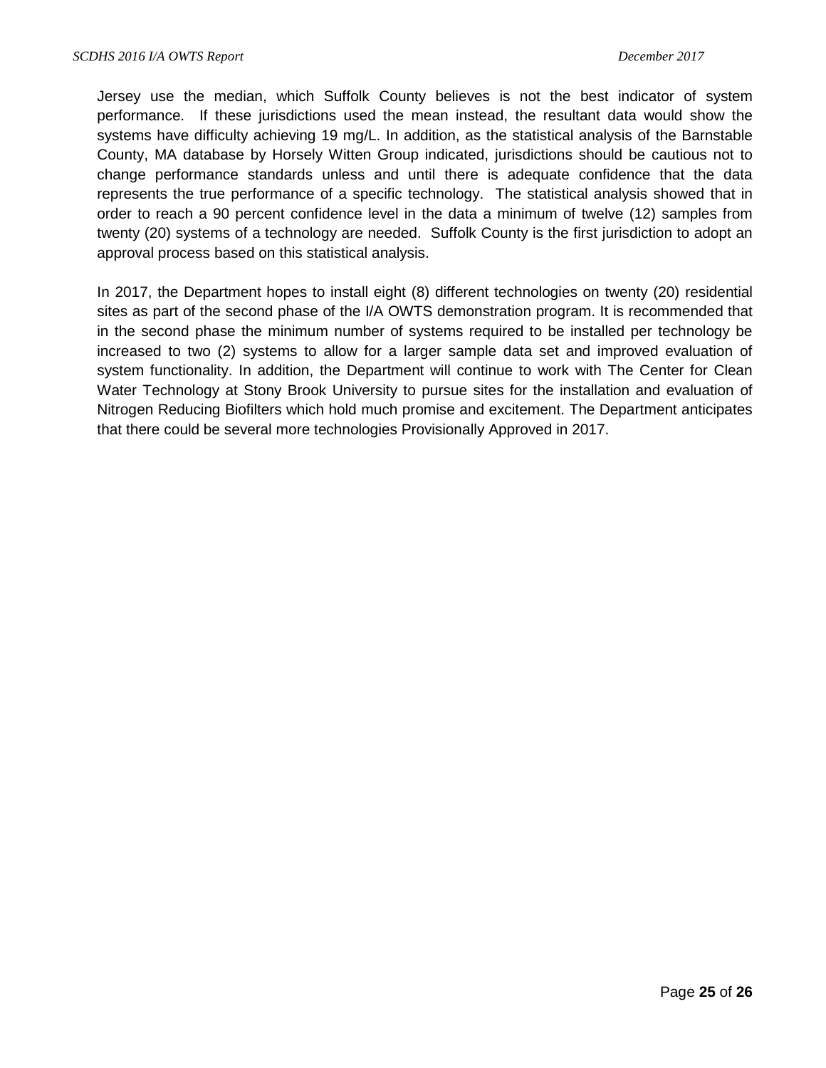Jersey use the median, which Suffolk County believes is not the best indicator of system performance. If these jurisdictions used the mean instead, the resultant data would show the systems have difficulty achieving 19 mg/L. In addition, as the statistical analysis of the Barnstable County, MA database by Horsely Witten Group indicated, jurisdictions should be cautious not to change performance standards unless and until there is adequate confidence that the data represents the true performance of a specific technology. The statistical analysis showed that in order to reach a 90 percent confidence level in the data a minimum of twelve (12) samples from twenty (20) systems of a technology are needed. Suffolk County is the first jurisdiction to adopt an approval process based on this statistical analysis.

In 2017, the Department hopes to install eight (8) different technologies on twenty (20) residential sites as part of the second phase of the I/A OWTS demonstration program. It is recommended that in the second phase the minimum number of systems required to be installed per technology be increased to two (2) systems to allow for a larger sample data set and improved evaluation of system functionality. In addition, the Department will continue to work with The Center for Clean Water Technology at Stony Brook University to pursue sites for the installation and evaluation of Nitrogen Reducing Biofilters which hold much promise and excitement. The Department anticipates that there could be several more technologies Provisionally Approved in 2017.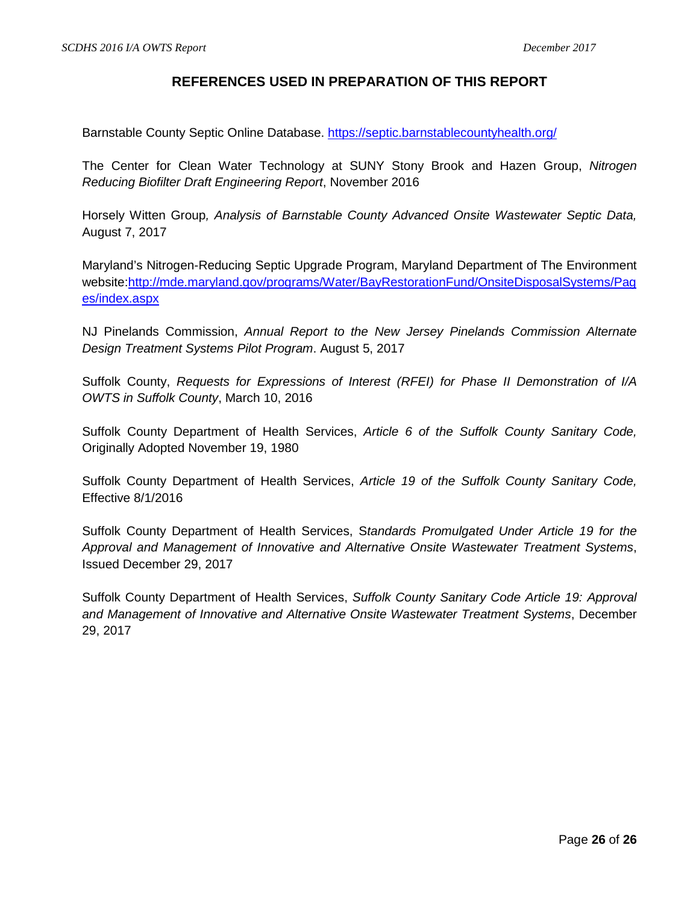## REFERENCES USED IN PREPARATION OF THIS REPORT

Barnstable County Septic Online Database. https://septic.barnstablecountyhealth.org/

The Center for Clean Water Technology at SUNY Stony Brook and Hazen Group, *Nitrogen Reducing Biofilter Draft Engineering Report*, November 2016

Horsely Witten Group*, Analysis of Barnstable County Advanced Onsite Wastewater Septic Data,* August 7, 2017

Maryland's Nitrogen-Reducing Septic Upgrade Program, Maryland Department of The Environment website:http://mde.maryland.gov/programs/Water/BayRestorationFund/OnsiteDisposalSystems/Pages/index.aspx

NJ Pinelands Commission, *Annual Report to the New Jersey Pinelands Commission Alternate Design Treatment Systems Pilot Program*. August 5, 2017

Suffolk County, *Requests for Expressions of Interest (RFEI) for Phase II Demonstration of I/A OWTS in Suffolk County*, March 10, 2016

Suffolk County Department of Health Services, *Article 6 of the Suffolk County Sanitary Code,* Originally Adopted November 19, 1980

Suffolk County Department of Health Services, *Article 19 of the Suffolk County Sanitary Code,* Effective 8/1/2016

Suffolk County Department of Health Services, S*tandards Promulgated Under Article 19 for the Approval and Management of Innovative and Alternative Onsite Wastewater Treatment Systems*, Issued December 29, 2017

Suffolk County Department of Health Services, *Suffolk County Sanitary Code Article 19: Approval and Management of Innovative and Alternative Onsite Wastewater Treatment Systems*, December 29, 2017